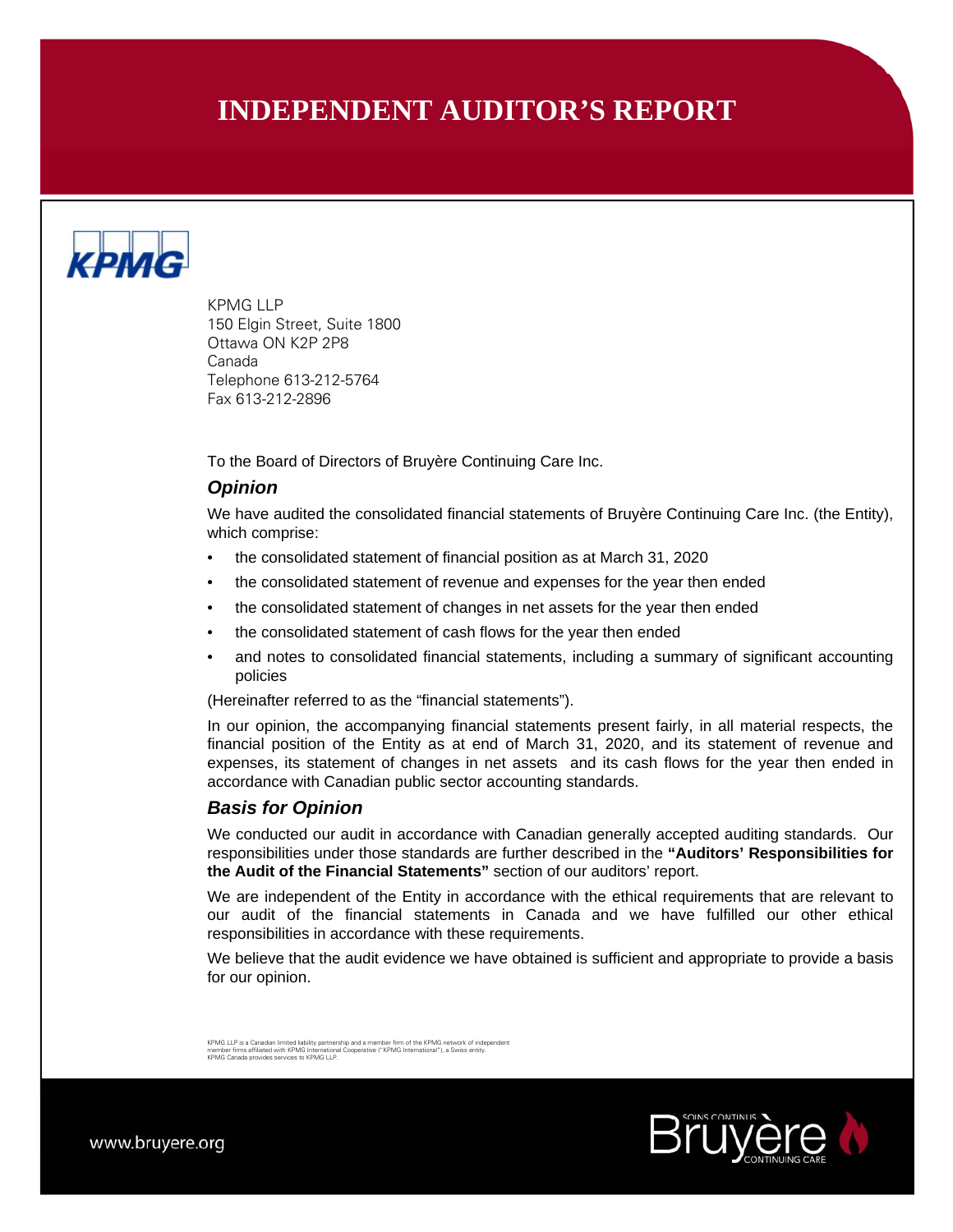// INDEPENDENT AUDITOR'S REPORT

KPMG LLP
150 Elgin Street, Suite 1800
Ottawa ON K2P 2P8
Canada
Telephone 613-212-5764
Fax 613-212-2896

To the Board of Directors of Bruyère Continuing Care Inc.

### *Opinion*

We have audited the consolidated financial statements of Bruyère Continuing Care Inc. (the Entity), which comprise:

- the consolidated statement of financial position as at March 31, 2020
- the consolidated statement of revenue and expenses for the year then ended
- the consolidated statement of changes in net assets for the year then ended
- the consolidated statement of cash flows for the year then ended
- and notes to consolidated financial statements, including a summary of significant accounting policies

(Hereinafter referred to as the "financial statements").

In our opinion, the accompanying financial statements present fairly, in all material respects, the financial position of the Entity as at end of March 31, 2020, and its statement of revenue and expenses, its statement of changes in net assets and its cash flows for the year then ended in accordance with Canadian public sector accounting standards.

### *Basis for Opinion*

We conducted our audit in accordance with Canadian generally accepted auditing standards. Our responsibilities under those standards are further described in the **"Auditors' Responsibilities for the Audit of the Financial Statements"** section of our auditors' report.

We are independent of the Entity in accordance with the ethical requirements that are relevant to our audit of the financial statements in Canada and we have fulfilled our other ethical responsibilities in accordance with these requirements.

We believe that the audit evidence we have obtained is sufficient and appropriate to provide a basis for our opinion.

KPMG LLP is a Canadian limited liability partnership and a member firm of the KPMG network of independent member firms affiliated with KPMG International Cooperative ("KPMG International"), a Swiss entity. KPMG Canada provides services to KPMG LLP.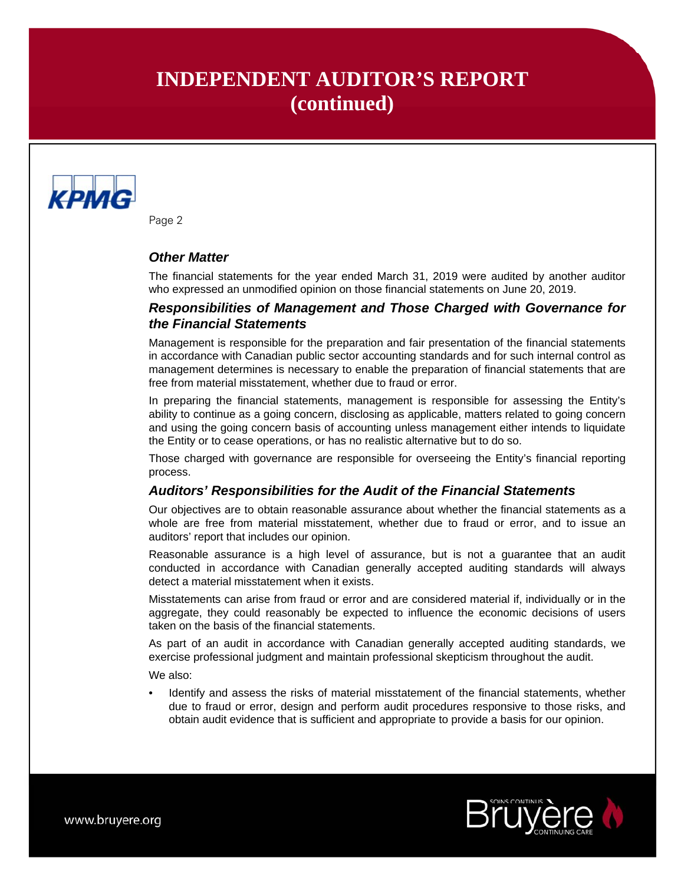# INDEPENDENT AUDITOR'S REPORT (continued)

### *Other Matter*

The financial statements for the year ended March 31, 2019 were audited by another auditor who expressed an unmodified opinion on those financial statements on June 20, 2019.

### *Responsibilities of Management and Those Charged with Governance for the Financial Statements*

Management is responsible for the preparation and fair presentation of the financial statements in accordance with Canadian public sector accounting standards and for such internal control as management determines is necessary to enable the preparation of financial statements that are free from material misstatement, whether due to fraud or error.

In preparing the financial statements, management is responsible for assessing the Entity's ability to continue as a going concern, disclosing as applicable, matters related to going concern and using the going concern basis of accounting unless management either intends to liquidate the Entity or to cease operations, or has no realistic alternative but to do so.

Those charged with governance are responsible for overseeing the Entity's financial reporting process.

### *Auditors' Responsibilities for the Audit of the Financial Statements*

Our objectives are to obtain reasonable assurance about whether the financial statements as a whole are free from material misstatement, whether due to fraud or error, and to issue an auditors' report that includes our opinion.

Reasonable assurance is a high level of assurance, but is not a guarantee that an audit conducted in accordance with Canadian generally accepted auditing standards will always detect a material misstatement when it exists.

Misstatements can arise from fraud or error and are considered material if, individually or in the aggregate, they could reasonably be expected to influence the economic decisions of users taken on the basis of the financial statements.

As part of an audit in accordance with Canadian generally accepted auditing standards, we exercise professional judgment and maintain professional skepticism throughout the audit.

We also:

- Identify and assess the risks of material misstatement of the financial statements, whether due to fraud or error, design and perform audit procedures responsive to those risks, and obtain audit evidence that is sufficient and appropriate to provide a basis for our opinion.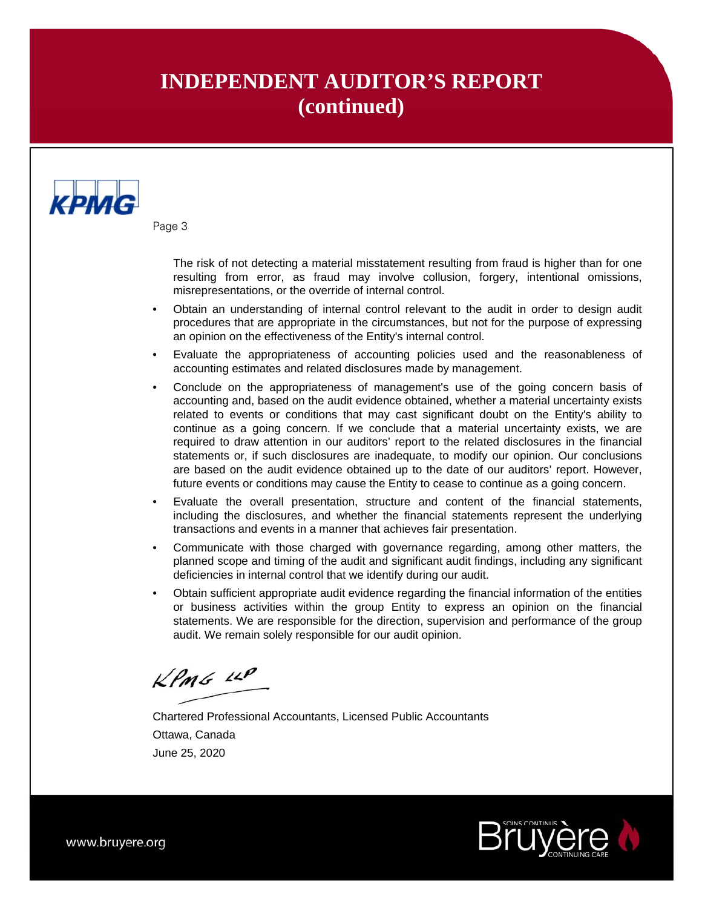# INDEPENDENT AUDITOR'S REPORT (continued)

The risk of not detecting a material misstatement resulting from fraud is higher than for one resulting from error, as fraud may involve collusion, forgery, intentional omissions, misrepresentations, or the override of internal control.

- Obtain an understanding of internal control relevant to the audit in order to design audit procedures that are appropriate in the circumstances, but not for the purpose of expressing an opinion on the effectiveness of the Entity's internal control.
- Evaluate the appropriateness of accounting policies used and the reasonableness of accounting estimates and related disclosures made by management.
- Conclude on the appropriateness of management's use of the going concern basis of accounting and, based on the audit evidence obtained, whether a material uncertainty exists related to events or conditions that may cast significant doubt on the Entity's ability to continue as a going concern. If we conclude that a material uncertainty exists, we are required to draw attention in our auditors' report to the related disclosures in the financial statements or, if such disclosures are inadequate, to modify our opinion. Our conclusions are based on the audit evidence obtained up to the date of our auditors' report. However, future events or conditions may cause the Entity to cease to continue as a going concern.
- Evaluate the overall presentation, structure and content of the financial statements, including the disclosures, and whether the financial statements represent the underlying transactions and events in a manner that achieves fair presentation.
- Communicate with those charged with governance regarding, among other matters, the planned scope and timing of the audit and significant audit findings, including any significant deficiencies in internal control that we identify during our audit.
- Obtain sufficient appropriate audit evidence regarding the financial information of the entities or business activities within the group Entity to express an opinion on the financial statements. We are responsible for the direction, supervision and performance of the group audit. We remain solely responsible for our audit opinion.

KPMG LLP

Chartered Professional Accountants, Licensed Public Accountants

Ottawa, Canada

June 25, 2020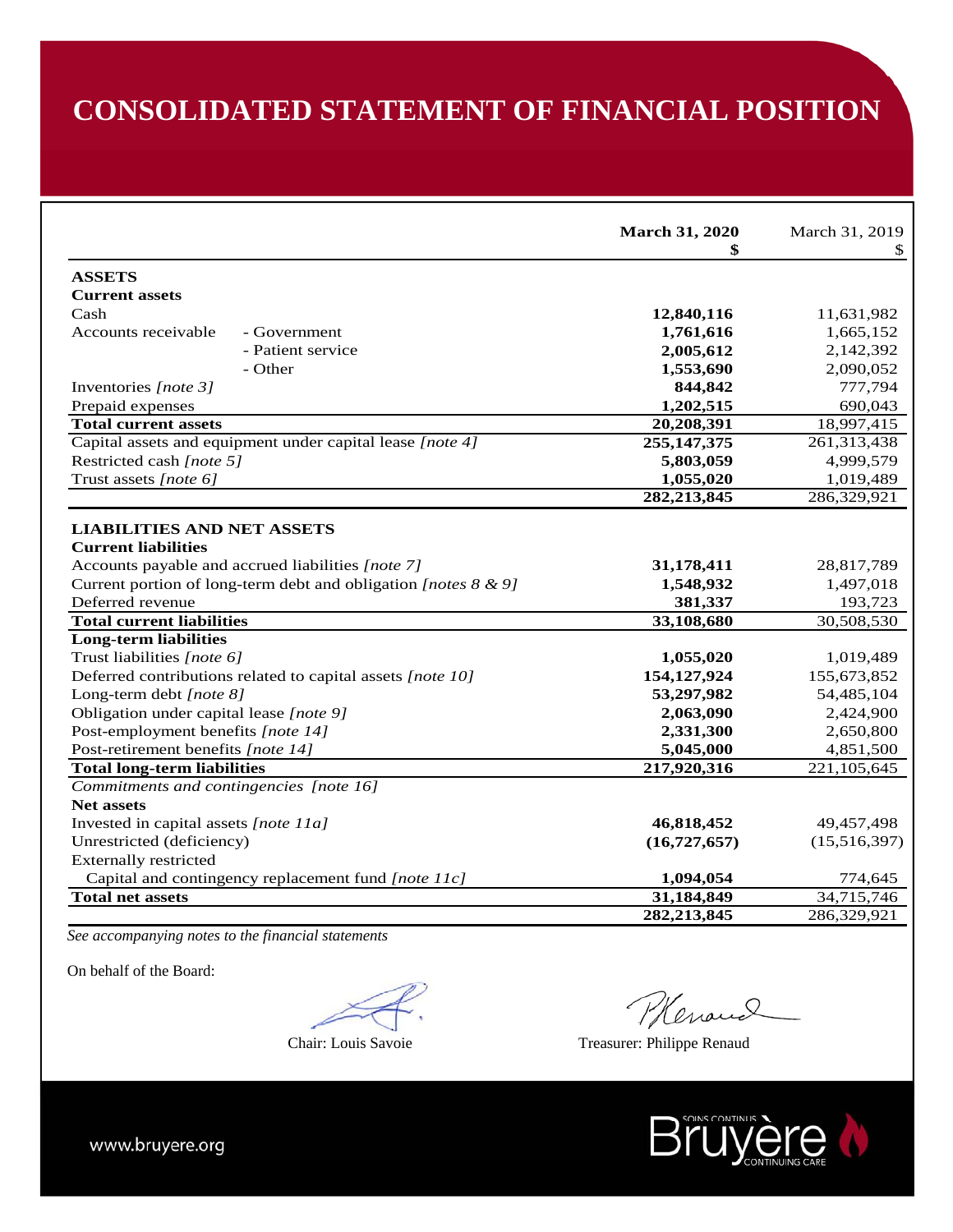# CONSOLIDATED STATEMENT OF FINANCIAL POSITION

| | **March 31, 2020** **$** | March 31, 2019 $ |
|---|---|---|
| **ASSETS** | | |
| **Current assets** | | |
| Cash | **12,840,116** | 11,631,982 |
| Accounts receivable - Government | **1,761,616** | 1,665,152 |
| - Patient service | **2,005,612** | 2,142,392 |
| - Other | **1,553,690** | 2,090,052 |
| Inventories *[note 3]* | **844,842** | 777,794 |
| Prepaid expenses | **1,202,515** | 690,043 |
| **Total current assets** | **20,208,391** | 18,997,415 |
| Capital assets and equipment under capital lease *[note 4]* | **255,147,375** | 261,313,438 |
| Restricted cash *[note 5]* | **5,803,059** | 4,999,579 |
| Trust assets *[note 6]* | **1,055,020** | 1,019,489 |
| | **282,213,845** | 286,329,921 |
| **LIABILITIES AND NET ASSETS** | | |
| **Current liabilities** | | |
| Accounts payable and accrued liabilities *[note 7]* | **31,178,411** | 28,817,789 |
| Current portion of long-term debt and obligation *[notes 8 & 9]* | **1,548,932** | 1,497,018 |
| Deferred revenue | **381,337** | 193,723 |
| **Total current liabilities** | **33,108,680** | 30,508,530 |
| **Long-term liabilities** | | |
| Trust liabilities *[note 6]* | **1,055,020** | 1,019,489 |
| Deferred contributions related to capital assets *[note 10]* | **154,127,924** | 155,673,852 |
| Long-term debt *[note 8]* | **53,297,982** | 54,485,104 |
| Obligation under capital lease *[note 9]* | **2,063,090** | 2,424,900 |
| Post-employment benefits *[note 14]* | **2,331,300** | 2,650,800 |
| Post-retirement benefits *[note 14]* | **5,045,000** | 4,851,500 |
| **Total long-term liabilities** | **217,920,316** | 221,105,645 |
| *Commitments and contingencies [note 16]* | | |
| **Net assets** | | |
| Invested in capital assets *[note 11a]* | **46,818,452** | 49,457,498 |
| Unrestricted (deficiency) | **(16,727,657)** | (15,516,397) |
| Externally restricted | | |
| Capital and contingency replacement fund *[note 11c]* | **1,094,054** | 774,645 |
| **Total net assets** | **31,184,849** | 34,715,746 |
| | **282,213,845** | 286,329,921 |

*See accompanying notes to the financial statements*

On behalf of the Board:

Chair: Louis Savoie

Treasurer: Philippe Renaud

www.bruyere.org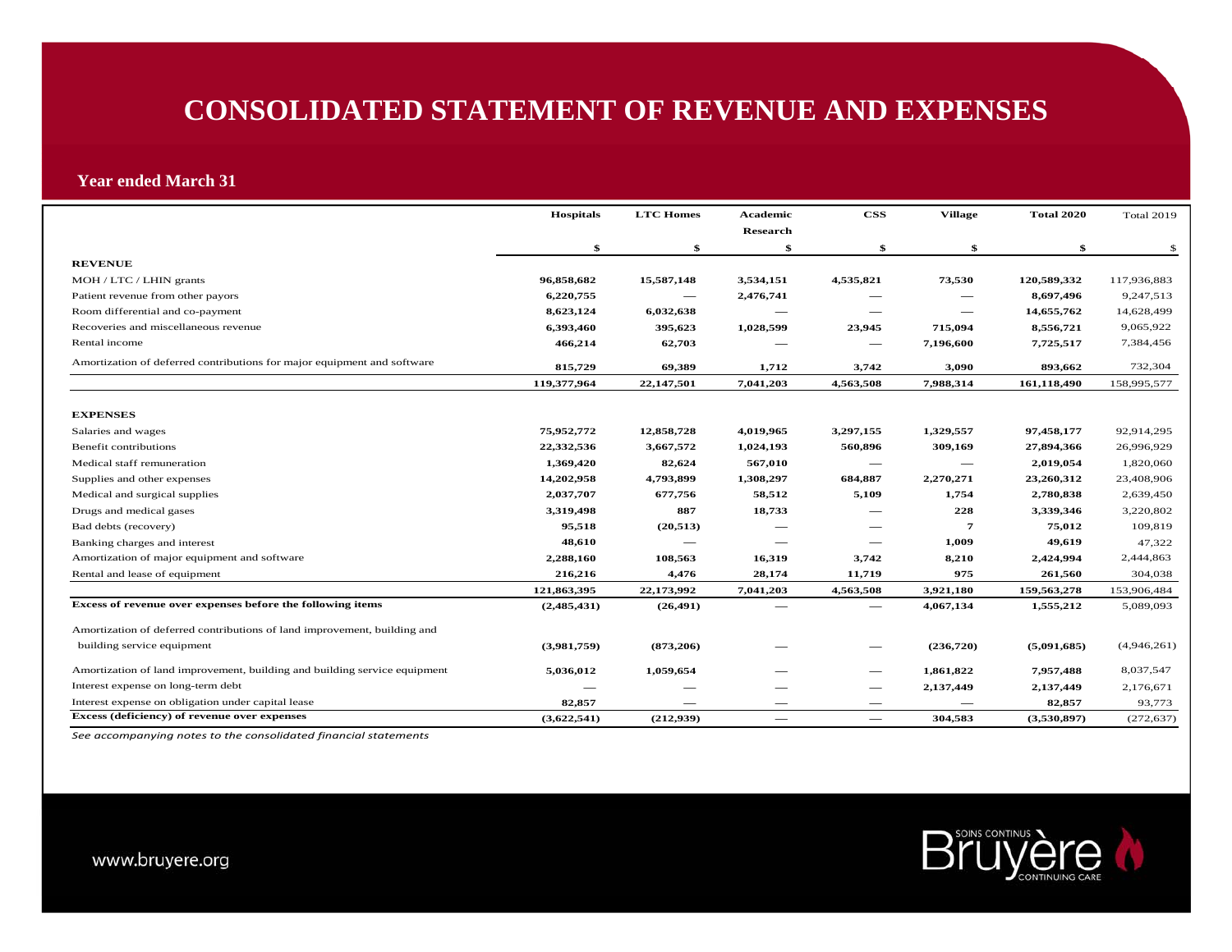# CONSOLIDATED STATEMENT OF REVENUE AND EXPENSES

**Year ended March 31**

| | Hospitals | LTC Homes | Academic Research | CSS | Village | Total 2020 | Total 2019 |
|---|---|---|---|---|---|---|---|
| | $ | $ | $ | $ | $ | $ | $ |
| **REVENUE** | | | | | | | |
| MOH / LTC / LHIN grants | **96,858,682** | **15,587,148** | **3,534,151** | **4,535,821** | **73,530** | **120,589,332** | 117,936,883 |
| Patient revenue from other payors | **6,220,755** | — | **2,476,741** | — | — | **8,697,496** | 9,247,513 |
| Room differential and co-payment | **8,623,124** | **6,032,638** | — | — | — | **14,655,762** | 14,628,499 |
| Recoveries and miscellaneous revenue | **6,393,460** | **395,623** | **1,028,599** | **23,945** | **715,094** | **8,556,721** | 9,065,922 |
| Rental income | **466,214** | **62,703** | — | — | **7,196,600** | **7,725,517** | 7,384,456 |
| Amortization of deferred contributions for major equipment and software | **815,729** | **69,389** | **1,712** | **3,742** | **3,090** | **893,662** | 732,304 |
| | **119,377,964** | **22,147,501** | **7,041,203** | **4,563,508** | **7,988,314** | **161,118,490** | 158,995,577 |
| **EXPENSES** | | | | | | | |
| Salaries and wages | **75,952,772** | **12,858,728** | **4,019,965** | **3,297,155** | **1,329,557** | **97,458,177** | 92,914,295 |
| Benefit contributions | **22,332,536** | **3,667,572** | **1,024,193** | **560,896** | **309,169** | **27,894,366** | 26,996,929 |
| Medical staff remuneration | **1,369,420** | **82,624** | **567,010** | — | — | **2,019,054** | 1,820,060 |
| Supplies and other expenses | **14,202,958** | **4,793,899** | **1,308,297** | **684,887** | **2,270,271** | **23,260,312** | 23,408,906 |
| Medical and surgical supplies | **2,037,707** | **677,756** | **58,512** | **5,109** | **1,754** | **2,780,838** | 2,639,450 |
| Drugs and medical gases | **3,319,498** | **887** | **18,733** | — | **228** | **3,339,346** | 3,220,802 |
| Bad debts (recovery) | **95,518** | **(20,513)** | — | — | **7** | **75,012** | 109,819 |
| Banking charges and interest | **48,610** | — | — | — | **1,009** | **49,619** | 47,322 |
| Amortization of major equipment and software | **2,288,160** | **108,563** | **16,319** | **3,742** | **8,210** | **2,424,994** | 2,444,863 |
| Rental and lease of equipment | **216,216** | **4,476** | **28,174** | **11,719** | **975** | **261,560** | 304,038 |
| | **121,863,395** | **22,173,992** | **7,041,203** | **4,563,508** | **3,921,180** | **159,563,278** | 153,906,484 |
| **Excess of revenue over expenses before the following items** | **(2,485,431)** | **(26,491)** | — | — | **4,067,134** | **1,555,212** | 5,089,093 |
| Amortization of deferred contributions of land improvement, building and building service equipment | **(3,981,759)** | **(873,206)** | — | — | **(236,720)** | **(5,091,685)** | (4,946,261) |
| Amortization of land improvement, building and building service equipment | **5,036,012** | **1,059,654** | — | — | **1,861,822** | **7,957,488** | 8,037,547 |
| Interest expense on long-term debt | — | — | — | — | **2,137,449** | **2,137,449** | 2,176,671 |
| Interest expense on obligation under capital lease | **82,857** | — | — | — | — | **82,857** | 93,773 |
| **Excess (deficiency) of revenue over expenses** | **(3,622,541)** | **(212,939)** | — | — | **304,583** | **(3,530,897)** | (272,637) |

*See accompanying notes to the consolidated financial statements*

www.bruyere.org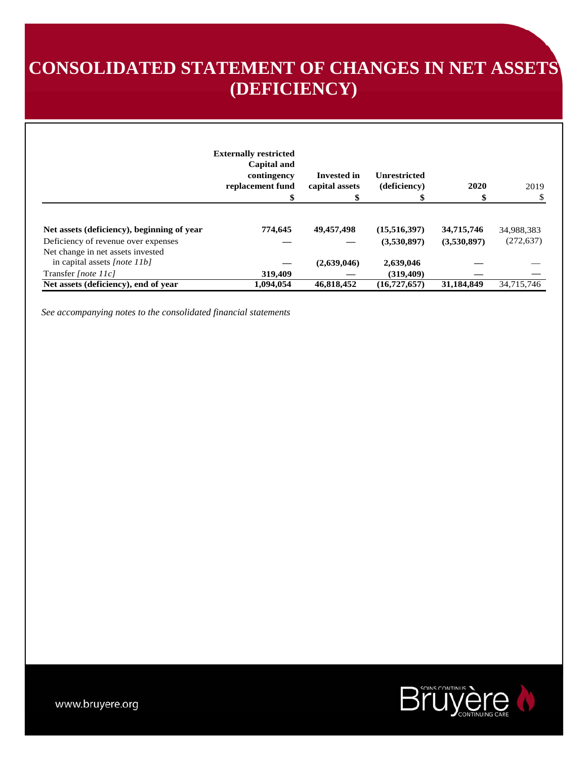# CONSOLIDATED STATEMENT OF CHANGES IN NET ASSETS (DEFICIENCY)

| | Externally restricted Capital and contingency replacement fund | Invested in capital assets | Unrestricted (deficiency) | 2020 | 2019 |
|---|---|---|---|---|---|
| | $ | $ | $ | $ | $ |
| **Net assets (deficiency), beginning of year** | **774,645** | **49,457,498** | **(15,516,397)** | **34,715,746** | 34,988,383 |
| Deficiency of revenue over expenses | — | — | **(3,530,897)** | **(3,530,897)** | (272,637) |
| Net change in net assets invested in capital assets *[note 11b]* | — | **(2,639,046)** | **2,639,046** | — | — |
| Transfer *[note 11c]* | **319,409** | — | **(319,409)** | — | — |
| **Net assets (deficiency), end of year** | **1,094,054** | **46,818,452** | **(16,727,657)** | **31,184,849** | 34,715,746 |

*See accompanying notes to the consolidated financial statements*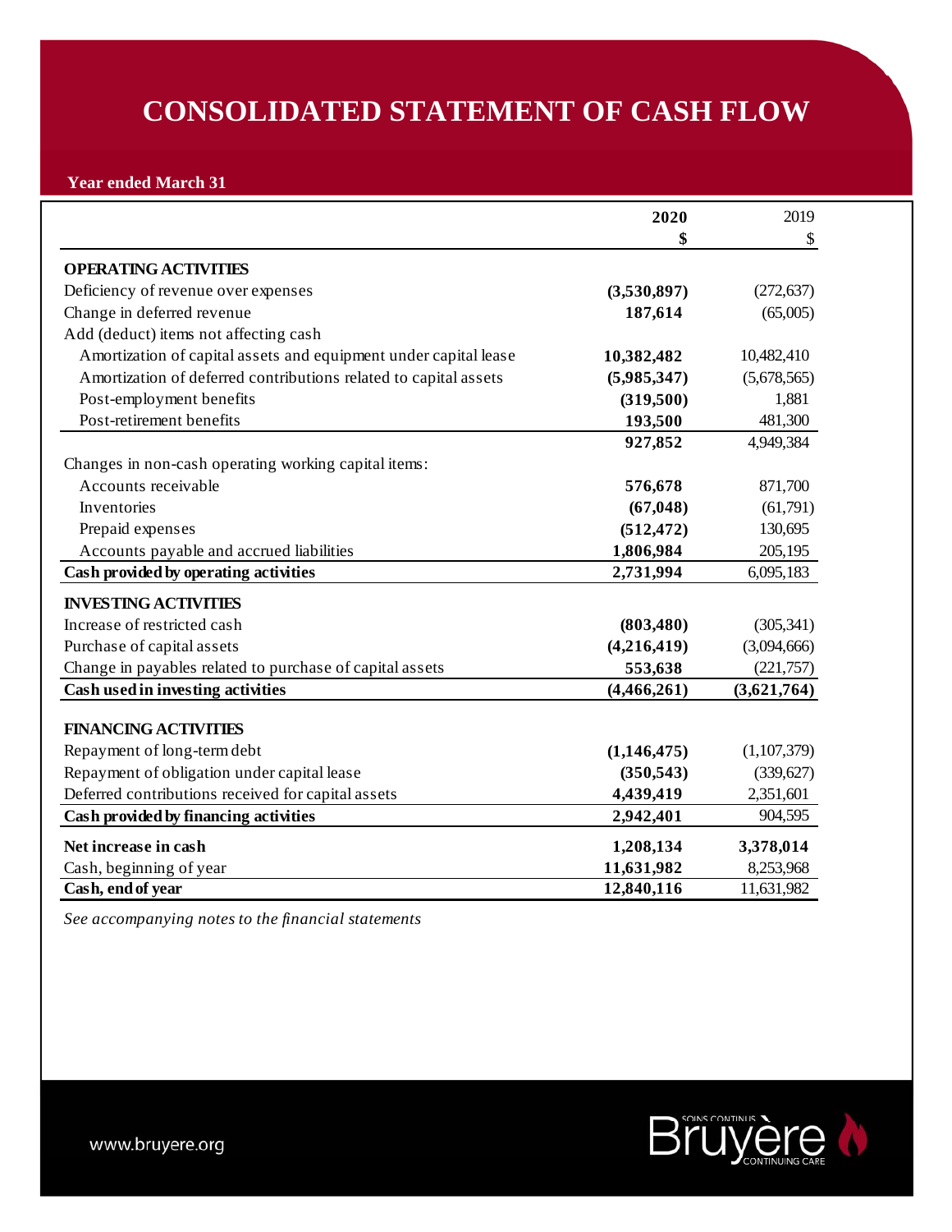# CONSOLIDATED STATEMENT OF CASH FLOW

**Year ended March 31**

| | **2020** | 2019 |
|---|---|---|
| | **$** | $ |
| **OPERATING ACTIVITIES** | | |
| Deficiency of revenue over expenses | **(3,530,897)** | (272,637) |
| Change in deferred revenue | **187,614** | (65,005) |
| Add (deduct) items not affecting cash | | |
| Amortization of capital assets and equipment under capital lease | **10,382,482** | 10,482,410 |
| Amortization of deferred contributions related to capital assets | **(5,985,347)** | (5,678,565) |
| Post-employment benefits | **(319,500)** | 1,881 |
| Post-retirement benefits | **193,500** | 481,300 |
| | **927,852** | 4,949,384 |
| Changes in non-cash operating working capital items: | | |
| Accounts receivable | **576,678** | 871,700 |
| Inventories | **(67,048)** | (61,791) |
| Prepaid expenses | **(512,472)** | 130,695 |
| Accounts payable and accrued liabilities | **1,806,984** | 205,195 |
| **Cash provided by operating activities** | **2,731,994** | 6,095,183 |
| **INVESTING ACTIVITIES** | | |
| Increase of restricted cash | **(803,480)** | (305,341) |
| Purchase of capital assets | **(4,216,419)** | (3,094,666) |
| Change in payables related to purchase of capital assets | **553,638** | (221,757) |
| **Cash used in investing activities** | **(4,466,261)** | **(3,621,764)** |
| **FINANCING ACTIVITIES** | | |
| Repayment of long-term debt | **(1,146,475)** | (1,107,379) |
| Repayment of obligation under capital lease | **(350,543)** | (339,627) |
| Deferred contributions received for capital assets | **4,439,419** | 2,351,601 |
| **Cash provided by financing activities** | **2,942,401** | 904,595 |
| **Net increase in cash** | **1,208,134** | **3,378,014** |
| Cash, beginning of year | **11,631,982** | 8,253,968 |
| **Cash, end of year** | **12,840,116** | 11,631,982 |

*See accompanying notes to the financial statements*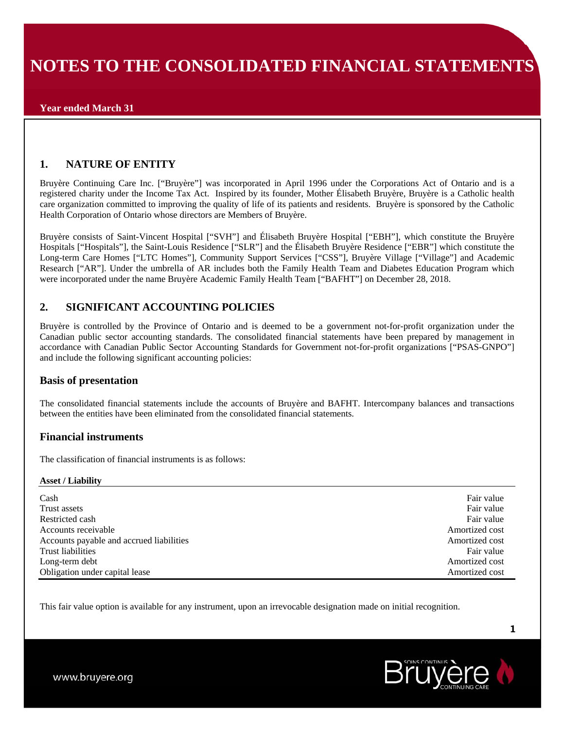# NOTES TO THE CONSOLIDATED FINANCIAL STATEMENTS

**Year ended March 31**

## 1. NATURE OF ENTITY

Bruyère Continuing Care Inc. ["Bruyère"] was incorporated in April 1996 under the Corporations Act of Ontario and is a registered charity under the Income Tax Act. Inspired by its founder, Mother Élisabeth Bruyère, Bruyère is a Catholic health care organization committed to improving the quality of life of its patients and residents. Bruyère is sponsored by the Catholic Health Corporation of Ontario whose directors are Members of Bruyère.

Bruyère consists of Saint-Vincent Hospital ["SVH"] and Élisabeth Bruyère Hospital ["EBH"], which constitute the Bruyère Hospitals ["Hospitals"], the Saint-Louis Residence ["SLR"] and the Élisabeth Bruyère Residence ["EBR"] which constitute the Long-term Care Homes ["LTC Homes"], Community Support Services ["CSS"], Bruyère Village ["Village"] and Academic Research ["AR"]. Under the umbrella of AR includes both the Family Health Team and Diabetes Education Program which were incorporated under the name Bruyère Academic Family Health Team ["BAFHT"] on December 28, 2018.

## 2. SIGNIFICANT ACCOUNTING POLICIES

Bruyère is controlled by the Province of Ontario and is deemed to be a government not-for-profit organization under the Canadian public sector accounting standards. The consolidated financial statements have been prepared by management in accordance with Canadian Public Sector Accounting Standards for Government not-for-profit organizations ["PSAS-GNPO"] and include the following significant accounting policies:

### Basis of presentation

The consolidated financial statements include the accounts of Bruyère and BAFHT. Intercompany balances and transactions between the entities have been eliminated from the consolidated financial statements.

### Financial instruments

The classification of financial instruments is as follows:

| Asset / Liability | |
|---|---|
| Cash | Fair value |
| Trust assets | Fair value |
| Restricted cash | Fair value |
| Accounts receivable | Amortized cost |
| Accounts payable and accrued liabilities | Amortized cost |
| Trust liabilities | Fair value |
| Long-term debt | Amortized cost |
| Obligation under capital lease | Amortized cost |

This fair value option is available for any instrument, upon an irrevocable designation made on initial recognition.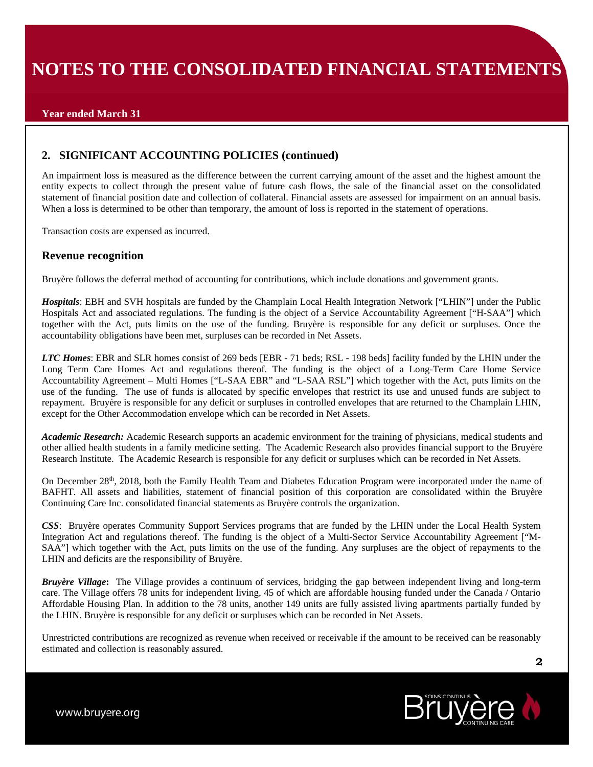## 2. SIGNIFICANT ACCOUNTING POLICIES (continued)

An impairment loss is measured as the difference between the current carrying amount of the asset and the highest amount the entity expects to collect through the present value of future cash flows, the sale of the financial asset on the consolidated statement of financial position date and collection of collateral. Financial assets are assessed for impairment on an annual basis. When a loss is determined to be other than temporary, the amount of loss is reported in the statement of operations.

Transaction costs are expensed as incurred.

### Revenue recognition

Bruyère follows the deferral method of accounting for contributions, which include donations and government grants.

***Hospitals***: EBH and SVH hospitals are funded by the Champlain Local Health Integration Network ["LHIN"] under the Public Hospitals Act and associated regulations. The funding is the object of a Service Accountability Agreement ["H-SAA"] which together with the Act, puts limits on the use of the funding. Bruyère is responsible for any deficit or surpluses. Once the accountability obligations have been met, surpluses can be recorded in Net Assets.

***LTC Homes***: EBR and SLR homes consist of 269 beds [EBR - 71 beds; RSL - 198 beds] facility funded by the LHIN under the Long Term Care Homes Act and regulations thereof. The funding is the object of a Long-Term Care Home Service Accountability Agreement – Multi Homes ["L-SAA EBR" and "L-SAA RSL"] which together with the Act, puts limits on the use of the funding. The use of funds is allocated by specific envelopes that restrict its use and unused funds are subject to repayment. Bruyère is responsible for any deficit or surpluses in controlled envelopes that are returned to the Champlain LHIN, except for the Other Accommodation envelope which can be recorded in Net Assets.

***Academic Research:*** Academic Research supports an academic environment for the training of physicians, medical students and other allied health students in a family medicine setting. The Academic Research also provides financial support to the Bruyère Research Institute. The Academic Research is responsible for any deficit or surpluses which can be recorded in Net Assets.

On December 28th, 2018, both the Family Health Team and Diabetes Education Program were incorporated under the name of BAFHT. All assets and liabilities, statement of financial position of this corporation are consolidated within the Bruyère Continuing Care Inc. consolidated financial statements as Bruyère controls the organization.

***CSS***: Bruyère operates Community Support Services programs that are funded by the LHIN under the Local Health System Integration Act and regulations thereof. The funding is the object of a Multi-Sector Service Accountability Agreement ["M-SAA"] which together with the Act, puts limits on the use of the funding. Any surpluses are the object of repayments to the LHIN and deficits are the responsibility of Bruyère.

***Bruyère Village*****:** The Village provides a continuum of services, bridging the gap between independent living and long-term care. The Village offers 78 units for independent living, 45 of which are affordable housing funded under the Canada / Ontario Affordable Housing Plan. In addition to the 78 units, another 149 units are fully assisted living apartments partially funded by the LHIN. Bruyère is responsible for any deficit or surpluses which can be recorded in Net Assets.

Unrestricted contributions are recognized as revenue when received or receivable if the amount to be received can be reasonably estimated and collection is reasonably assured.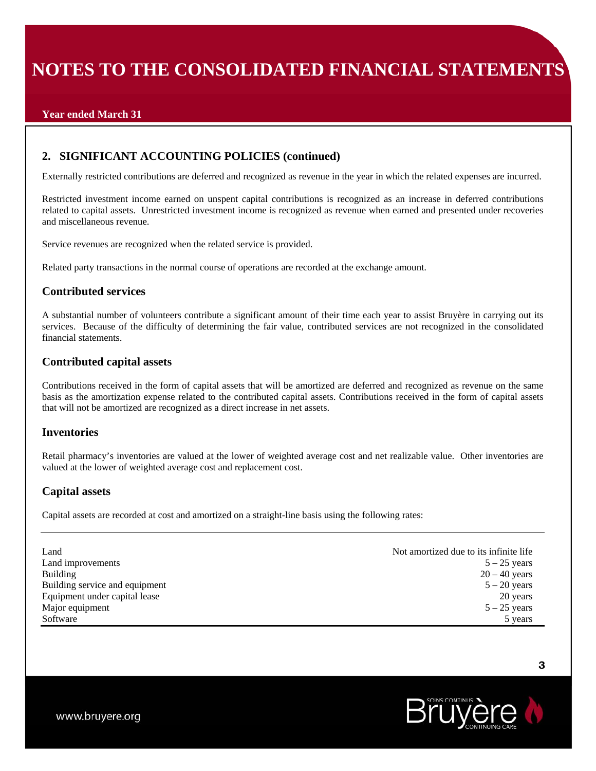## 2. SIGNIFICANT ACCOUNTING POLICIES (continued)

Externally restricted contributions are deferred and recognized as revenue in the year in which the related expenses are incurred.

Restricted investment income earned on unspent capital contributions is recognized as an increase in deferred contributions related to capital assets. Unrestricted investment income is recognized as revenue when earned and presented under recoveries and miscellaneous revenue.

Service revenues are recognized when the related service is provided.

Related party transactions in the normal course of operations are recorded at the exchange amount.

### Contributed services

A substantial number of volunteers contribute a significant amount of their time each year to assist Bruyère in carrying out its services. Because of the difficulty of determining the fair value, contributed services are not recognized in the consolidated financial statements.

### Contributed capital assets

Contributions received in the form of capital assets that will be amortized are deferred and recognized as revenue on the same basis as the amortization expense related to the contributed capital assets. Contributions received in the form of capital assets that will not be amortized are recognized as a direct increase in net assets.

### Inventories

Retail pharmacy's inventories are valued at the lower of weighted average cost and net realizable value. Other inventories are valued at the lower of weighted average cost and replacement cost.

### Capital assets

Capital assets are recorded at cost and amortized on a straight-line basis using the following rates:

| | |
|---|---|
| Land | Not amortized due to its infinite life |
| Land improvements | 5 – 25 years |
| Building | 20 – 40 years |
| Building service and equipment | 5 – 20 years |
| Equipment under capital lease | 20 years |
| Major equipment | 5 – 25 years |
| Software | 5 years |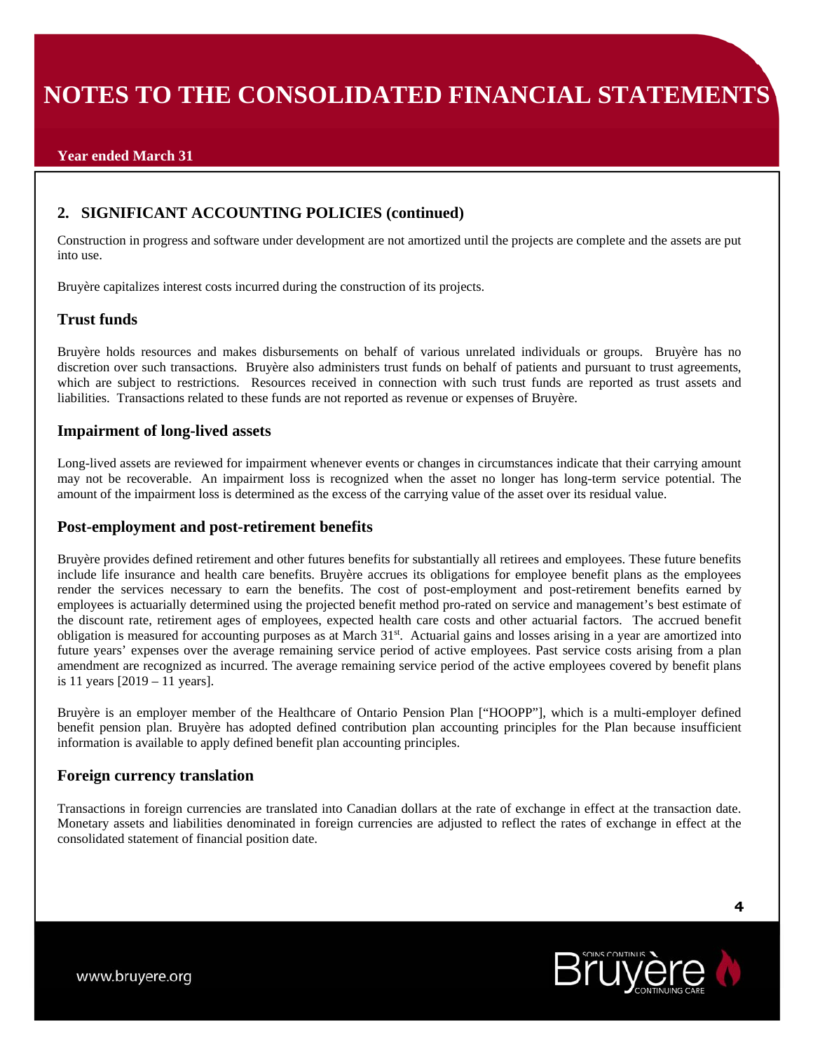## 2. SIGNIFICANT ACCOUNTING POLICIES (continued)

Construction in progress and software under development are not amortized until the projects are complete and the assets are put into use.

Bruyère capitalizes interest costs incurred during the construction of its projects.

### Trust funds

Bruyère holds resources and makes disbursements on behalf of various unrelated individuals or groups. Bruyère has no discretion over such transactions. Bruyère also administers trust funds on behalf of patients and pursuant to trust agreements, which are subject to restrictions. Resources received in connection with such trust funds are reported as trust assets and liabilities. Transactions related to these funds are not reported as revenue or expenses of Bruyère.

### Impairment of long-lived assets

Long-lived assets are reviewed for impairment whenever events or changes in circumstances indicate that their carrying amount may not be recoverable. An impairment loss is recognized when the asset no longer has long-term service potential. The amount of the impairment loss is determined as the excess of the carrying value of the asset over its residual value.

### Post-employment and post-retirement benefits

Bruyère provides defined retirement and other futures benefits for substantially all retirees and employees. These future benefits include life insurance and health care benefits. Bruyère accrues its obligations for employee benefit plans as the employees render the services necessary to earn the benefits. The cost of post-employment and post-retirement benefits earned by employees is actuarially determined using the projected benefit method pro-rated on service and management's best estimate of the discount rate, retirement ages of employees, expected health care costs and other actuarial factors. The accrued benefit obligation is measured for accounting purposes as at March 31st. Actuarial gains and losses arising in a year are amortized into future years' expenses over the average remaining service period of active employees. Past service costs arising from a plan amendment are recognized as incurred. The average remaining service period of the active employees covered by benefit plans is 11 years [2019 – 11 years].

Bruyère is an employer member of the Healthcare of Ontario Pension Plan ["HOOPP"], which is a multi-employer defined benefit pension plan. Bruyère has adopted defined contribution plan accounting principles for the Plan because insufficient information is available to apply defined benefit plan accounting principles.

### Foreign currency translation

Transactions in foreign currencies are translated into Canadian dollars at the rate of exchange in effect at the transaction date. Monetary assets and liabilities denominated in foreign currencies are adjusted to reflect the rates of exchange in effect at the consolidated statement of financial position date.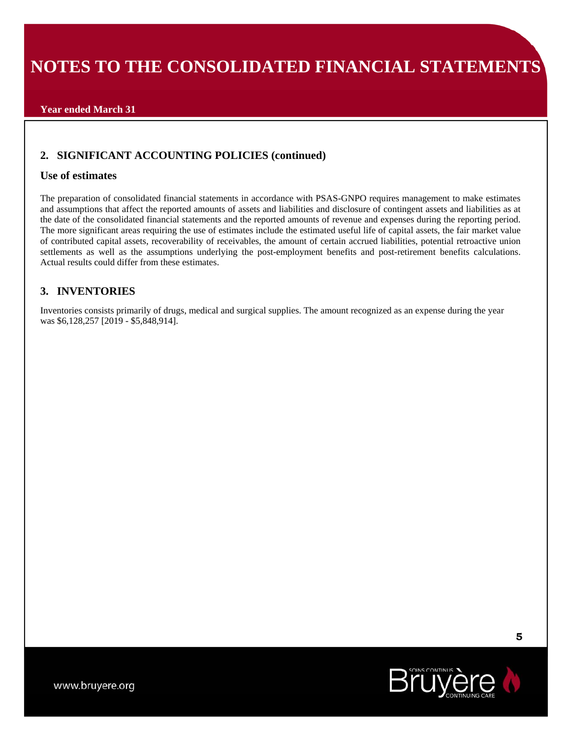## 2. SIGNIFICANT ACCOUNTING POLICIES (continued)

### Use of estimates

The preparation of consolidated financial statements in accordance with PSAS-GNPO requires management to make estimates and assumptions that affect the reported amounts of assets and liabilities and disclosure of contingent assets and liabilities as at the date of the consolidated financial statements and the reported amounts of revenue and expenses during the reporting period. The more significant areas requiring the use of estimates include the estimated useful life of capital assets, the fair market value of contributed capital assets, recoverability of receivables, the amount of certain accrued liabilities, potential retroactive union settlements as well as the assumptions underlying the post-employment benefits and post-retirement benefits calculations. Actual results could differ from these estimates.

## 3. INVENTORIES

Inventories consists primarily of drugs, medical and surgical supplies. The amount recognized as an expense during the year was $6,128,257 [2019 - $5,848,914].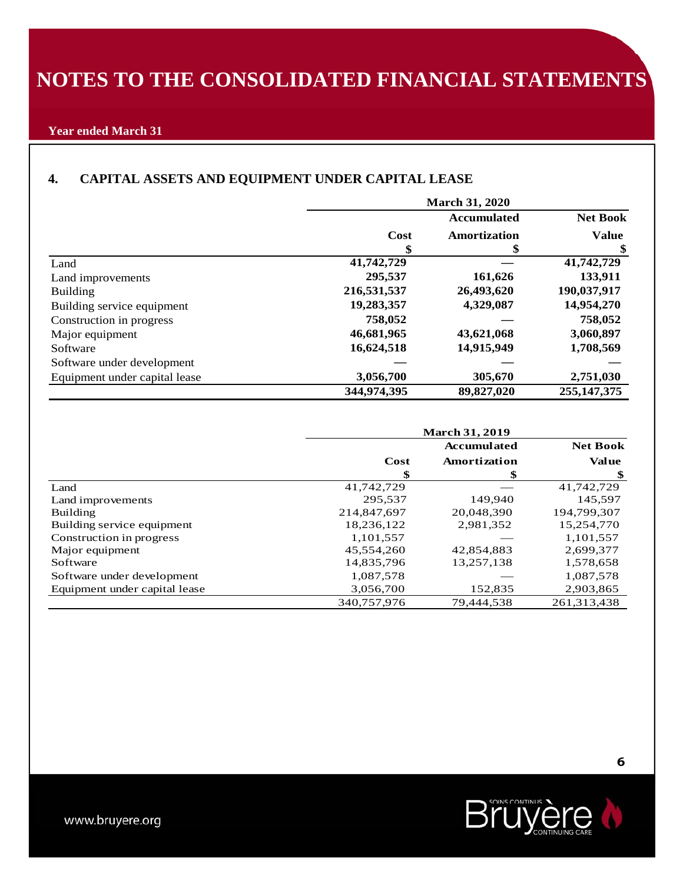# NOTES TO THE CONSOLIDATED FINANCIAL STATEMENTS

**Year ended March 31**

## 4. CAPITAL ASSETS AND EQUIPMENT UNDER CAPITAL LEASE

| | March 31, 2020 | | |
|---|---|---|---|
| | Cost<br>$ | Accumulated Amortization<br>$ | Net Book Value<br>$ |
| Land | **41,742,729** | **—** | **41,742,729** |
| Land improvements | **295,537** | **161,626** | **133,911** |
| Building | **216,531,537** | **26,493,620** | **190,037,917** |
| Building service equipment | **19,283,357** | **4,329,087** | **14,954,270** |
| Construction in progress | **758,052** | **—** | **758,052** |
| Major equipment | **46,681,965** | **43,621,068** | **3,060,897** |
| Software | **16,624,518** | **14,915,949** | **1,708,569** |
| Software under development | **—** | **—** | **—** |
| Equipment under capital lease | **3,056,700** | **305,670** | **2,751,030** |
| | **344,974,395** | **89,827,020** | **255,147,375** |

| | March 31, 2019 | | |
|---|---|---|---|
| | Cost<br>$ | Accumulated Amortization<br>$ | Net Book Value<br>$ |
| Land | 41,742,729 | — | 41,742,729 |
| Land improvements | 295,537 | 149,940 | 145,597 |
| Building | 214,847,697 | 20,048,390 | 194,799,307 |
| Building service equipment | 18,236,122 | 2,981,352 | 15,254,770 |
| Construction in progress | 1,101,557 | — | 1,101,557 |
| Major equipment | 45,554,260 | 42,854,883 | 2,699,377 |
| Software | 14,835,796 | 13,257,138 | 1,578,658 |
| Software under development | 1,087,578 | — | 1,087,578 |
| Equipment under capital lease | 3,056,700 | 152,835 | 2,903,865 |
| | 340,757,976 | 79,444,538 | 261,313,438 |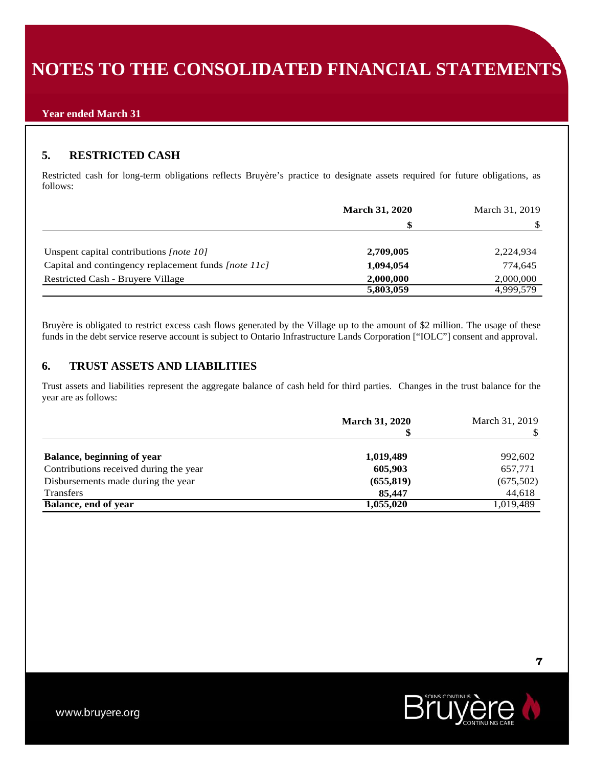# NOTES TO THE CONSOLIDATED FINANCIAL STATEMENTS

**Year ended March 31**

## 5. RESTRICTED CASH

Restricted cash for long-term obligations reflects Bruyère's practice to designate assets required for future obligations, as follows:

| | **March 31, 2020** | March 31, 2019 |
|---|---|---|
| | **$** | $ |
| Unspent capital contributions *[note 10]* | **2,709,005** | 2,224,934 |
| Capital and contingency replacement funds *[note 11c]* | **1,094,054** | 774,645 |
| Restricted Cash - Bruyere Village | **2,000,000** | 2,000,000 |
| | **5,803,059** | 4,999,579 |

Bruyère is obligated to restrict excess cash flows generated by the Village up to the amount of $2 million. The usage of these funds in the debt service reserve account is subject to Ontario Infrastructure Lands Corporation ["IOLC"] consent and approval.

## 6. TRUST ASSETS AND LIABILITIES

Trust assets and liabilities represent the aggregate balance of cash held for third parties. Changes in the trust balance for the year are as follows:

| | **March 31, 2020** | March 31, 2019 |
|---|---|---|
| | **$** | $ |
| **Balance, beginning of year** | **1,019,489** | 992,602 |
| Contributions received during the year | **605,903** | 657,771 |
| Disbursements made during the year | **(655,819)** | (675,502) |
| Transfers | **85,447** | 44,618 |
| **Balance, end of year** | **1,055,020** | 1,019,489 |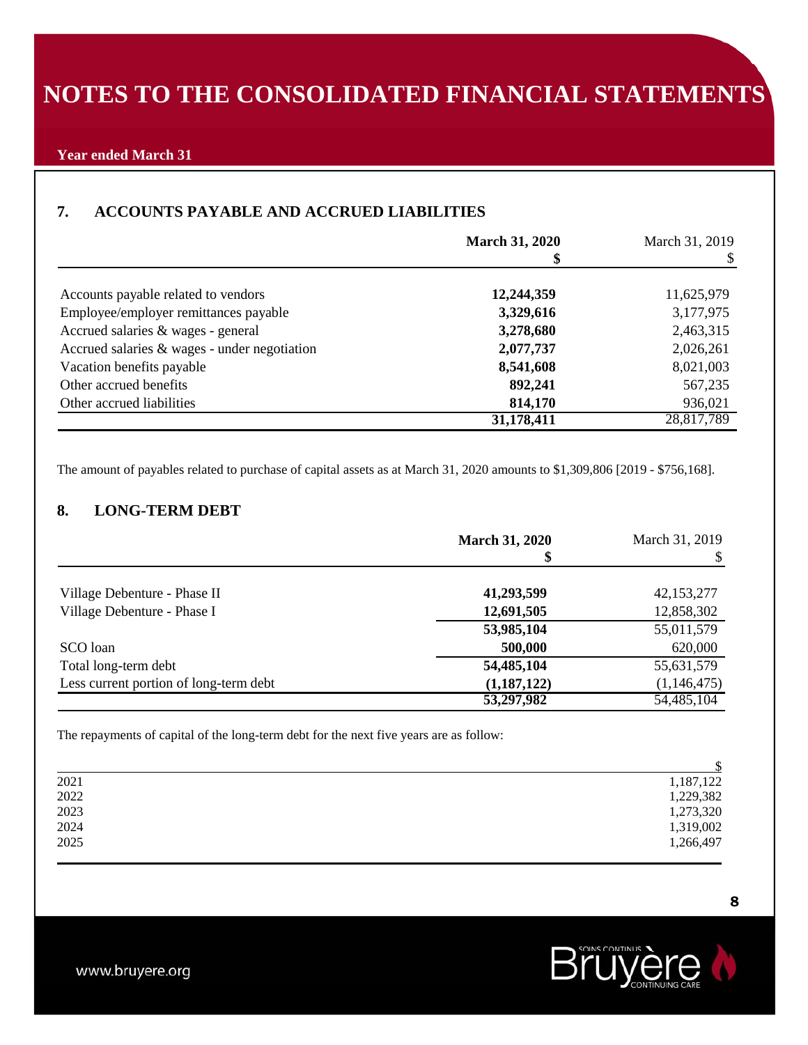# NOTES TO THE CONSOLIDATED FINANCIAL STATEMENTS

**Year ended March 31**

## 7. ACCOUNTS PAYABLE AND ACCRUED LIABILITIES

| | **March 31, 2020** **$** | March 31, 2019 $ |
|---|---|---|
| Accounts payable related to vendors | **12,244,359** | 11,625,979 |
| Employee/employer remittances payable | **3,329,616** | 3,177,975 |
| Accrued salaries & wages - general | **3,278,680** | 2,463,315 |
| Accrued salaries & wages - under negotiation | **2,077,737** | 2,026,261 |
| Vacation benefits payable | **8,541,608** | 8,021,003 |
| Other accrued benefits | **892,241** | 567,235 |
| Other accrued liabilities | **814,170** | 936,021 |
| | **31,178,411** | 28,817,789 |

The amount of payables related to purchase of capital assets as at March 31, 2020 amounts to $1,309,806 [2019 - $756,168].

## 8. LONG-TERM DEBT

| | **March 31, 2020** **$** | March 31, 2019 $ |
|---|---|---|
| Village Debenture - Phase II | **41,293,599** | 42,153,277 |
| Village Debenture - Phase I | **12,691,505** | 12,858,302 |
| | **53,985,104** | 55,011,579 |
| SCO loan | **500,000** | 620,000 |
| Total long-term debt | **54,485,104** | 55,631,579 |
| Less current portion of long-term debt | **(1,187,122)** | (1,146,475) |
| | **53,297,982** | 54,485,104 |

The repayments of capital of the long-term debt for the next five years are as follow:

| | $ |
|---|---|
| 2021 | 1,187,122 |
| 2022 | 1,229,382 |
| 2023 | 1,273,320 |
| 2024 | 1,319,002 |
| 2025 | 1,266,497 |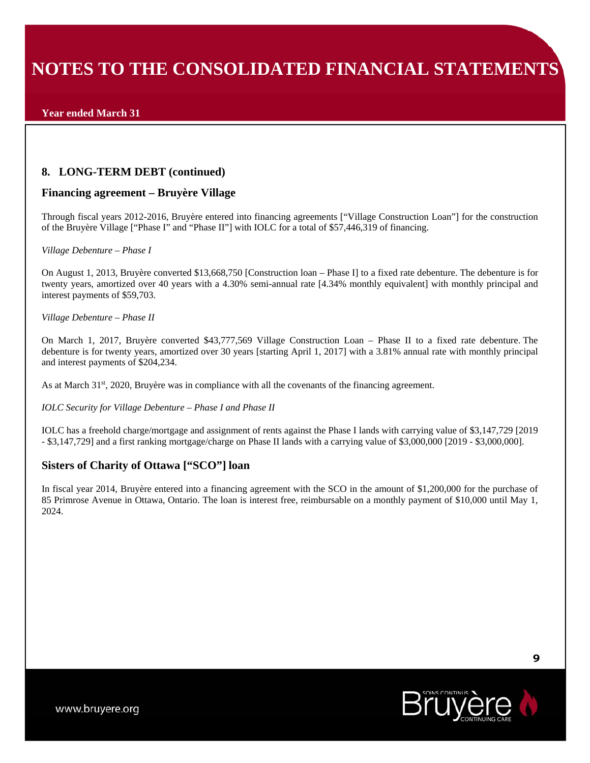## 8. LONG-TERM DEBT (continued)

### Financing agreement – Bruyère Village

Through fiscal years 2012-2016, Bruyère entered into financing agreements ["Village Construction Loan"] for the construction of the Bruyère Village ["Phase I" and "Phase II"] with IOLC for a total of $57,446,319 of financing.

*Village Debenture – Phase I*

On August 1, 2013, Bruyère converted $13,668,750 [Construction loan – Phase I] to a fixed rate debenture. The debenture is for twenty years, amortized over 40 years with a 4.30% semi-annual rate [4.34% monthly equivalent] with monthly principal and interest payments of $59,703.

*Village Debenture – Phase II*

On March 1, 2017, Bruyère converted $43,777,569 Village Construction Loan – Phase II to a fixed rate debenture. The debenture is for twenty years, amortized over 30 years [starting April 1, 2017] with a 3.81% annual rate with monthly principal and interest payments of $204,234.

As at March 31st, 2020, Bruyère was in compliance with all the covenants of the financing agreement.

*IOLC Security for Village Debenture – Phase I and Phase II*

IOLC has a freehold charge/mortgage and assignment of rents against the Phase I lands with carrying value of $3,147,729 [2019 - $3,147,729] and a first ranking mortgage/charge on Phase II lands with a carrying value of $3,000,000 [2019 - $3,000,000].

### Sisters of Charity of Ottawa ["SCO"] loan

In fiscal year 2014, Bruyère entered into a financing agreement with the SCO in the amount of $1,200,000 for the purchase of 85 Primrose Avenue in Ottawa, Ontario. The loan is interest free, reimbursable on a monthly payment of $10,000 until May 1, 2024.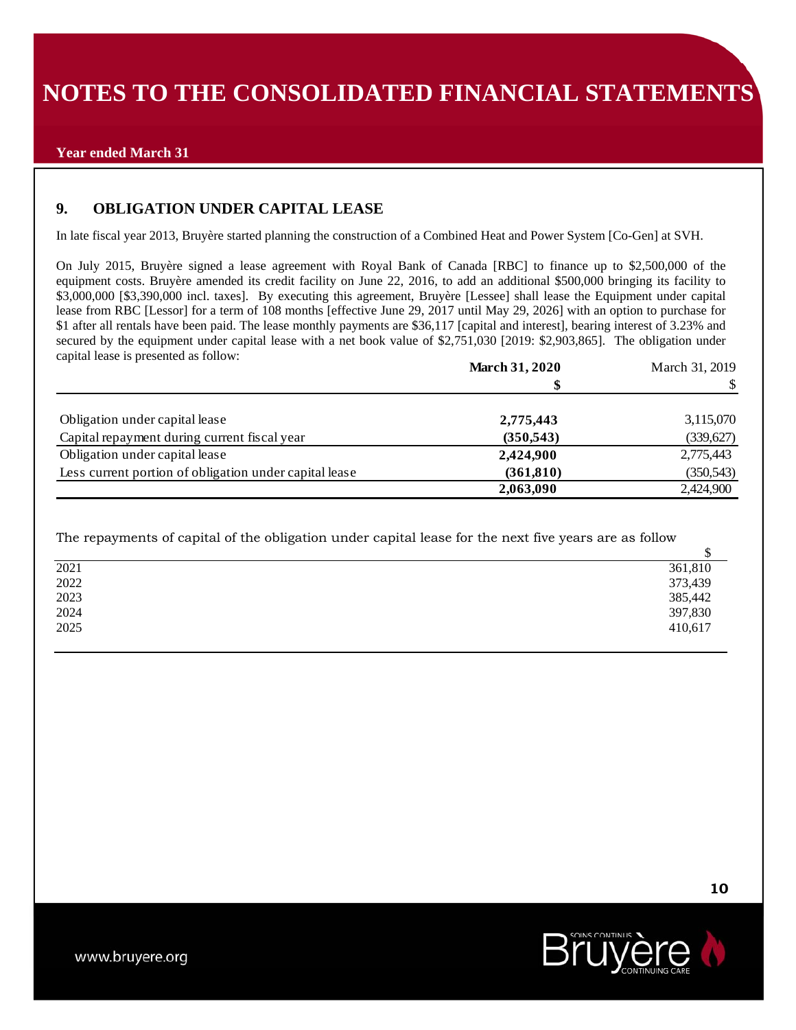# NOTES TO THE CONSOLIDATED FINANCIAL STATEMENTS

**Year ended March 31**

## 9. OBLIGATION UNDER CAPITAL LEASE

In late fiscal year 2013, Bruyère started planning the construction of a Combined Heat and Power System [Co-Gen] at SVH.

On July 2015, Bruyère signed a lease agreement with Royal Bank of Canada [RBC] to finance up to $2,500,000 of the equipment costs. Bruyère amended its credit facility on June 22, 2016, to add an additional $500,000 bringing its facility to $3,000,000 [$3,390,000 incl. taxes]. By executing this agreement, Bruyère [Lessee] shall lease the Equipment under capital lease from RBC [Lessor] for a term of 108 months [effective June 29, 2017 until May 29, 2026] with an option to purchase for $1 after all rentals have been paid. The lease monthly payments are $36,117 [capital and interest], bearing interest of 3.23% and secured by the equipment under capital lease with a net book value of $2,751,030 [2019: $2,903,865]. The obligation under capital lease is presented as follow:

| | **March 31, 2020** | March 31, 2019 |
|---|---|---|
| | **$** | $ |
| Obligation under capital lease | **2,775,443** | 3,115,070 |
| Capital repayment during current fiscal year | **(350,543)** | (339,627) |
| Obligation under capital lease | **2,424,900** | 2,775,443 |
| Less current portion of obligation under capital lease | **(361,810)** | (350,543) |
| | **2,063,090** | 2,424,900 |

The repayments of capital of the obligation under capital lease for the next five years are as follow

| | $ |
|---|---|
| 2021 | 361,810 |
| 2022 | 373,439 |
| 2023 | 385,442 |
| 2024 | 397,830 |
| 2025 | 410,617 |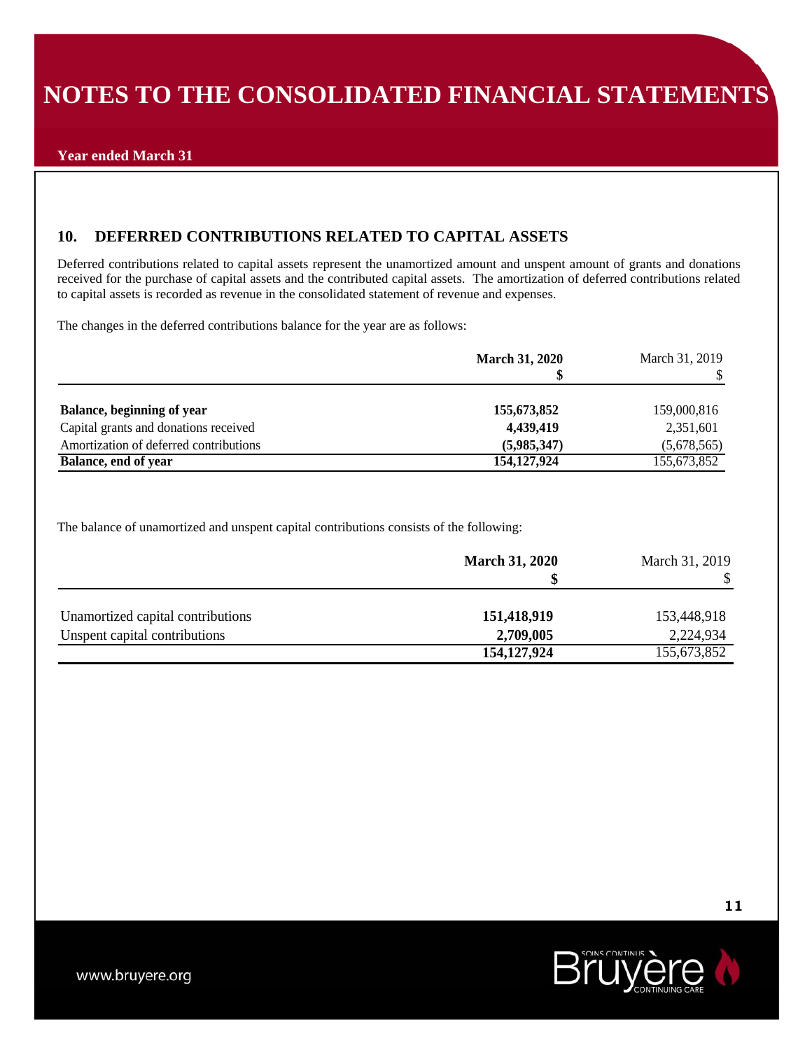# NOTES TO THE CONSOLIDATED FINANCIAL STATEMENTS

**Year ended March 31**

## 10. DEFERRED CONTRIBUTIONS RELATED TO CAPITAL ASSETS

Deferred contributions related to capital assets represent the unamortized amount and unspent amount of grants and donations received for the purchase of capital assets and the contributed capital assets. The amortization of deferred contributions related to capital assets is recorded as revenue in the consolidated statement of revenue and expenses.

The changes in the deferred contributions balance for the year are as follows:

| | **March 31, 2020** **$** | March 31, 2019 $ |
|---|---|---|
| **Balance, beginning of year** | **155,673,852** | 159,000,816 |
| Capital grants and donations received | **4,439,419** | 2,351,601 |
| Amortization of deferred contributions | **(5,985,347)** | (5,678,565) |
| **Balance, end of year** | **154,127,924** | 155,673,852 |

The balance of unamortized and unspent capital contributions consists of the following:

| | **March 31, 2020** **$** | March 31, 2019 $ |
|---|---|---|
| Unamortized capital contributions | **151,418,919** | 153,448,918 |
| Unspent capital contributions | **2,709,005** | 2,224,934 |
| | **154,127,924** | 155,673,852 |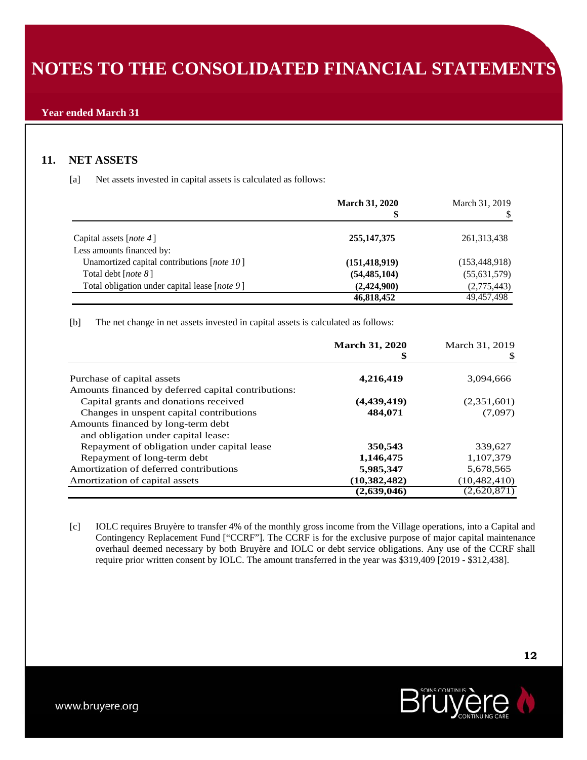# NOTES TO THE CONSOLIDATED FINANCIAL STATEMENTS

**Year ended March 31**

## 11. NET ASSETS

[a] Net assets invested in capital assets is calculated as follows:

| | **March 31, 2020** **$** | March 31, 2019 $ |
|---|---|---|
| Capital assets [*note 4*] | **255,147,375** | 261,313,438 |
| Less amounts financed by: | | |
| Unamortized capital contributions [*note 10*] | **(151,418,919)** | (153,448,918) |
| Total debt [*note 8*] | **(54,485,104)** | (55,631,579) |
| Total obligation under capital lease [*note 9*] | **(2,424,900)** | (2,775,443) |
| | **46,818,452** | 49,457,498 |

[b] The net change in net assets invested in capital assets is calculated as follows:

| | **March 31, 2020** **$** | March 31, 2019 $ |
|---|---|---|
| Purchase of capital assets | **4,216,419** | 3,094,666 |
| Amounts financed by deferred capital contributions: | | |
| Capital grants and donations received | **(4,439,419)** | (2,351,601) |
| Changes in unspent capital contributions | **484,071** | (7,097) |
| Amounts financed by long-term debt and obligation under capital lease: | | |
| Repayment of obligation under capital lease | **350,543** | 339,627 |
| Repayment of long-term debt | **1,146,475** | 1,107,379 |
| Amortization of deferred contributions | **5,985,347** | 5,678,565 |
| Amortization of capital assets | **(10,382,482)** | (10,482,410) |
| | **(2,639,046)** | (2,620,871) |

[c] IOLC requires Bruyère to transfer 4% of the monthly gross income from the Village operations, into a Capital and Contingency Replacement Fund ["CCRF"]. The CCRF is for the exclusive purpose of major capital maintenance overhaul deemed necessary by both Bruyère and IOLC or debt service obligations. Any use of the CCRF shall require prior written consent by IOLC. The amount transferred in the year was $319,409 [2019 - $312,438].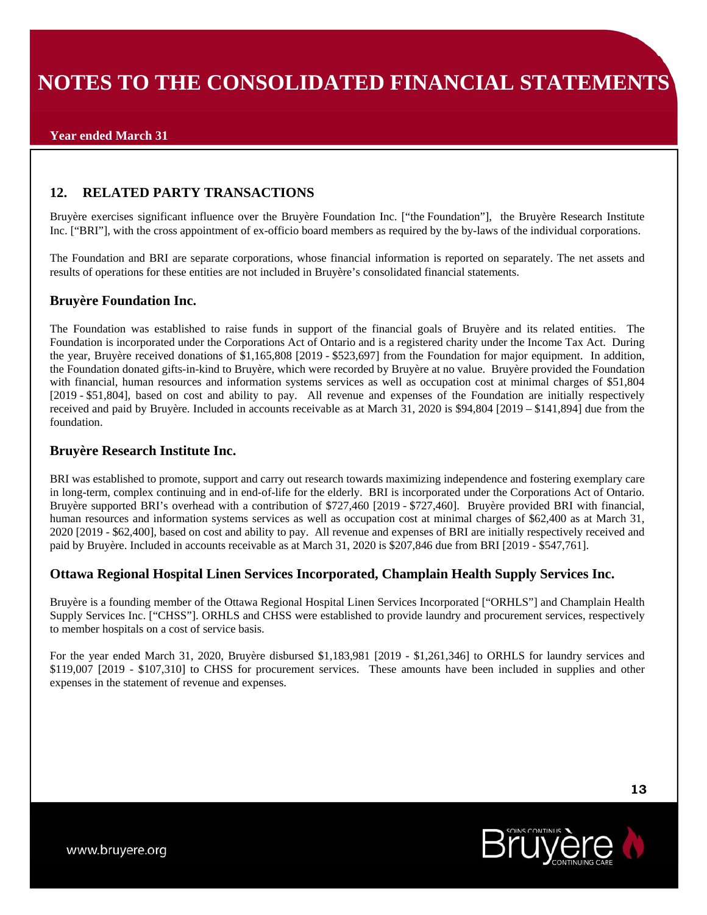## 12. RELATED PARTY TRANSACTIONS

Bruyère exercises significant influence over the Bruyère Foundation Inc. ["the Foundation"], the Bruyère Research Institute Inc. ["BRI"], with the cross appointment of ex-officio board members as required by the by-laws of the individual corporations.

The Foundation and BRI are separate corporations, whose financial information is reported on separately. The net assets and results of operations for these entities are not included in Bruyère's consolidated financial statements.

### Bruyère Foundation Inc.

The Foundation was established to raise funds in support of the financial goals of Bruyère and its related entities. The Foundation is incorporated under the Corporations Act of Ontario and is a registered charity under the Income Tax Act. During the year, Bruyère received donations of $1,165,808 [2019 - $523,697] from the Foundation for major equipment. In addition, the Foundation donated gifts-in-kind to Bruyère, which were recorded by Bruyère at no value. Bruyère provided the Foundation with financial, human resources and information systems services as well as occupation cost at minimal charges of $51,804 [2019 - $51,804], based on cost and ability to pay. All revenue and expenses of the Foundation are initially respectively received and paid by Bruyère. Included in accounts receivable as at March 31, 2020 is $94,804 [2019 – $141,894] due from the foundation.

### Bruyère Research Institute Inc.

BRI was established to promote, support and carry out research towards maximizing independence and fostering exemplary care in long-term, complex continuing and in end-of-life for the elderly. BRI is incorporated under the Corporations Act of Ontario. Bruyère supported BRI's overhead with a contribution of $727,460 [2019 - $727,460]. Bruyère provided BRI with financial, human resources and information systems services as well as occupation cost at minimal charges of $62,400 as at March 31, 2020 [2019 - $62,400], based on cost and ability to pay. All revenue and expenses of BRI are initially respectively received and paid by Bruyère. Included in accounts receivable as at March 31, 2020 is $207,846 due from BRI [2019 - $547,761].

### Ottawa Regional Hospital Linen Services Incorporated, Champlain Health Supply Services Inc.

Bruyère is a founding member of the Ottawa Regional Hospital Linen Services Incorporated ["ORHLS"] and Champlain Health Supply Services Inc. ["CHSS"]. ORHLS and CHSS were established to provide laundry and procurement services, respectively to member hospitals on a cost of service basis.

For the year ended March 31, 2020, Bruyère disbursed $1,183,981 [2019 - $1,261,346] to ORHLS for laundry services and $119,007 [2019 - $107,310] to CHSS for procurement services. These amounts have been included in supplies and other expenses in the statement of revenue and expenses.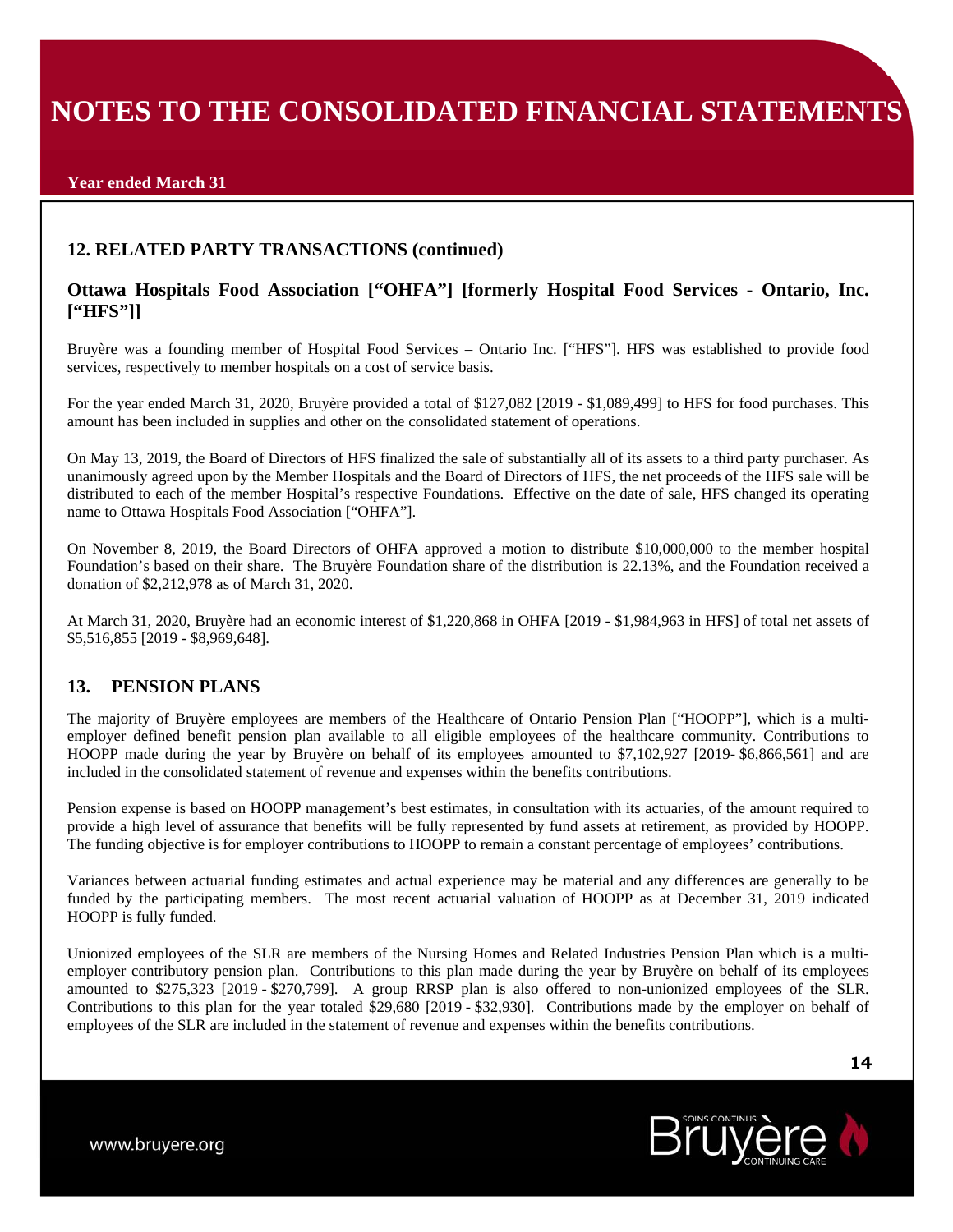## 12. RELATED PARTY TRANSACTIONS (continued)

### Ottawa Hospitals Food Association ["OHFA"] [formerly Hospital Food Services - Ontario, Inc. ["HFS"]]

Bruyère was a founding member of Hospital Food Services – Ontario Inc. ["HFS"]. HFS was established to provide food services, respectively to member hospitals on a cost of service basis.

For the year ended March 31, 2020, Bruyère provided a total of $127,082 [2019 - $1,089,499] to HFS for food purchases. This amount has been included in supplies and other on the consolidated statement of operations.

On May 13, 2019, the Board of Directors of HFS finalized the sale of substantially all of its assets to a third party purchaser. As unanimously agreed upon by the Member Hospitals and the Board of Directors of HFS, the net proceeds of the HFS sale will be distributed to each of the member Hospital's respective Foundations. Effective on the date of sale, HFS changed its operating name to Ottawa Hospitals Food Association ["OHFA"].

On November 8, 2019, the Board Directors of OHFA approved a motion to distribute $10,000,000 to the member hospital Foundation's based on their share. The Bruyère Foundation share of the distribution is 22.13%, and the Foundation received a donation of $2,212,978 as of March 31, 2020.

At March 31, 2020, Bruyère had an economic interest of $1,220,868 in OHFA [2019 - $1,984,963 in HFS] of total net assets of $5,516,855 [2019 - $8,969,648].

## 13. PENSION PLANS

The majority of Bruyère employees are members of the Healthcare of Ontario Pension Plan ["HOOPP"], which is a multi-employer defined benefit pension plan available to all eligible employees of the healthcare community. Contributions to HOOPP made during the year by Bruyère on behalf of its employees amounted to $7,102,927 [2019- $6,866,561] and are included in the consolidated statement of revenue and expenses within the benefits contributions.

Pension expense is based on HOOPP management's best estimates, in consultation with its actuaries, of the amount required to provide a high level of assurance that benefits will be fully represented by fund assets at retirement, as provided by HOOPP. The funding objective is for employer contributions to HOOPP to remain a constant percentage of employees' contributions.

Variances between actuarial funding estimates and actual experience may be material and any differences are generally to be funded by the participating members. The most recent actuarial valuation of HOOPP as at December 31, 2019 indicated HOOPP is fully funded.

Unionized employees of the SLR are members of the Nursing Homes and Related Industries Pension Plan which is a multi-employer contributory pension plan. Contributions to this plan made during the year by Bruyère on behalf of its employees amounted to $275,323 [2019 - $270,799]. A group RRSP plan is also offered to non-unionized employees of the SLR. Contributions to this plan for the year totaled $29,680 [2019 - $32,930]. Contributions made by the employer on behalf of employees of the SLR are included in the statement of revenue and expenses within the benefits contributions.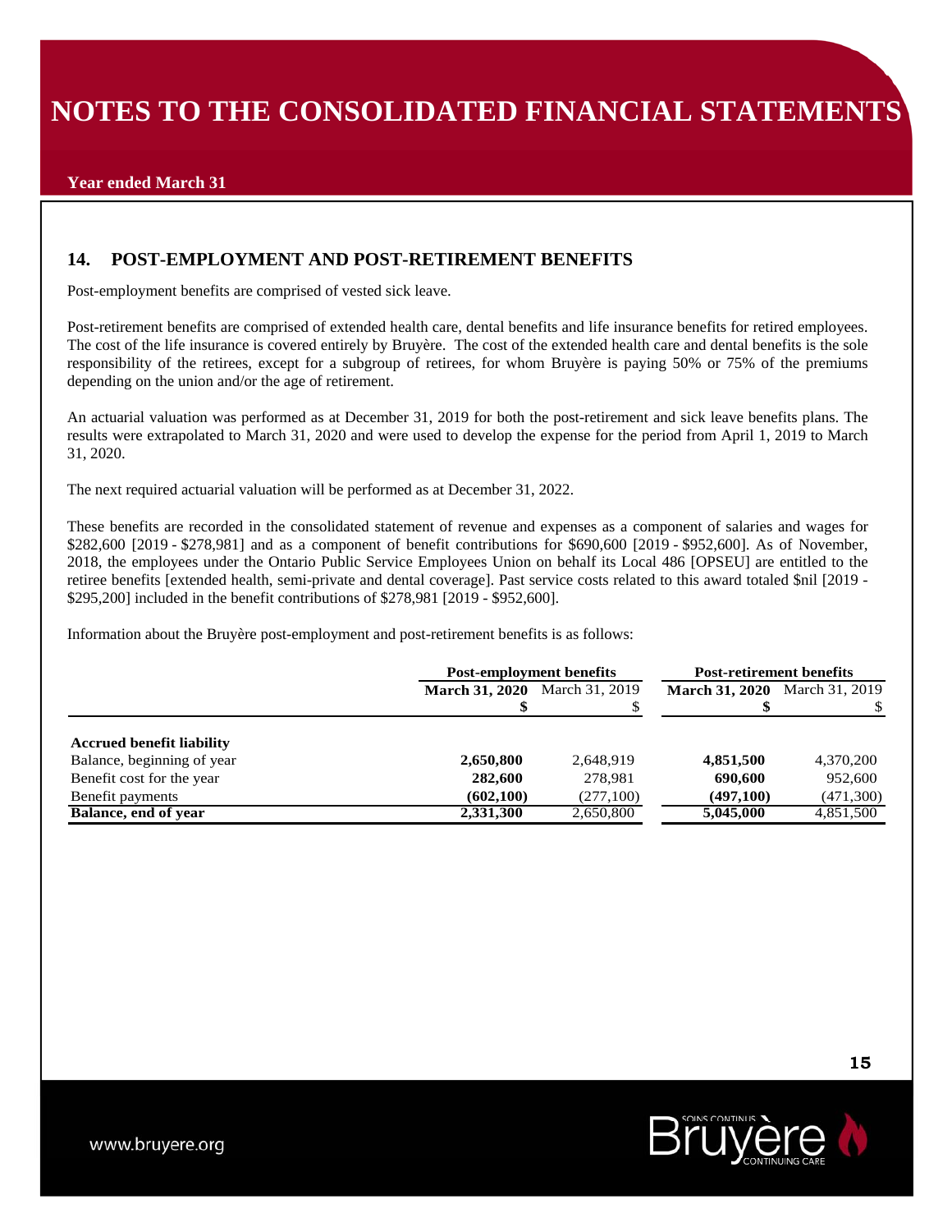# NOTES TO THE CONSOLIDATED FINANCIAL STATEMENTS

**Year ended March 31**

## 14. POST-EMPLOYMENT AND POST-RETIREMENT BENEFITS

Post-employment benefits are comprised of vested sick leave.

Post-retirement benefits are comprised of extended health care, dental benefits and life insurance benefits for retired employees. The cost of the life insurance is covered entirely by Bruyère. The cost of the extended health care and dental benefits is the sole responsibility of the retirees, except for a subgroup of retirees, for whom Bruyère is paying 50% or 75% of the premiums depending on the union and/or the age of retirement.

An actuarial valuation was performed as at December 31, 2019 for both the post-retirement and sick leave benefits plans. The results were extrapolated to March 31, 2020 and were used to develop the expense for the period from April 1, 2019 to March 31, 2020.

The next required actuarial valuation will be performed as at December 31, 2022.

These benefits are recorded in the consolidated statement of revenue and expenses as a component of salaries and wages for $282,600 [2019 - $278,981] and as a component of benefit contributions for $690,600 [2019 - $952,600]. As of November, 2018, the employees under the Ontario Public Service Employees Union on behalf its Local 486 [OPSEU] are entitled to the retiree benefits [extended health, semi-private and dental coverage]. Past service costs related to this award totaled $nil [2019 - $295,200] included in the benefit contributions of $278,981 [2019 - $952,600].

Information about the Bruyère post-employment and post-retirement benefits is as follows:

| | **Post-employment benefits** | | **Post-retirement benefits** | |
|---|---|---|---|---|
| | **March 31, 2020** | March 31, 2019 | **March 31, 2020** | March 31, 2019 |
| | **$** | $ | **$** | $ |
| **Accrued benefit liability** | | | | |
| Balance, beginning of year | **2,650,800** | 2,648,919 | **4,851,500** | 4,370,200 |
| Benefit cost for the year | **282,600** | 278,981 | **690,600** | 952,600 |
| Benefit payments | **(602,100)** | (277,100) | **(497,100)** | (471,300) |
| **Balance, end of year** | **2,331,300** | 2,650,800 | **5,045,000** | 4,851,500 |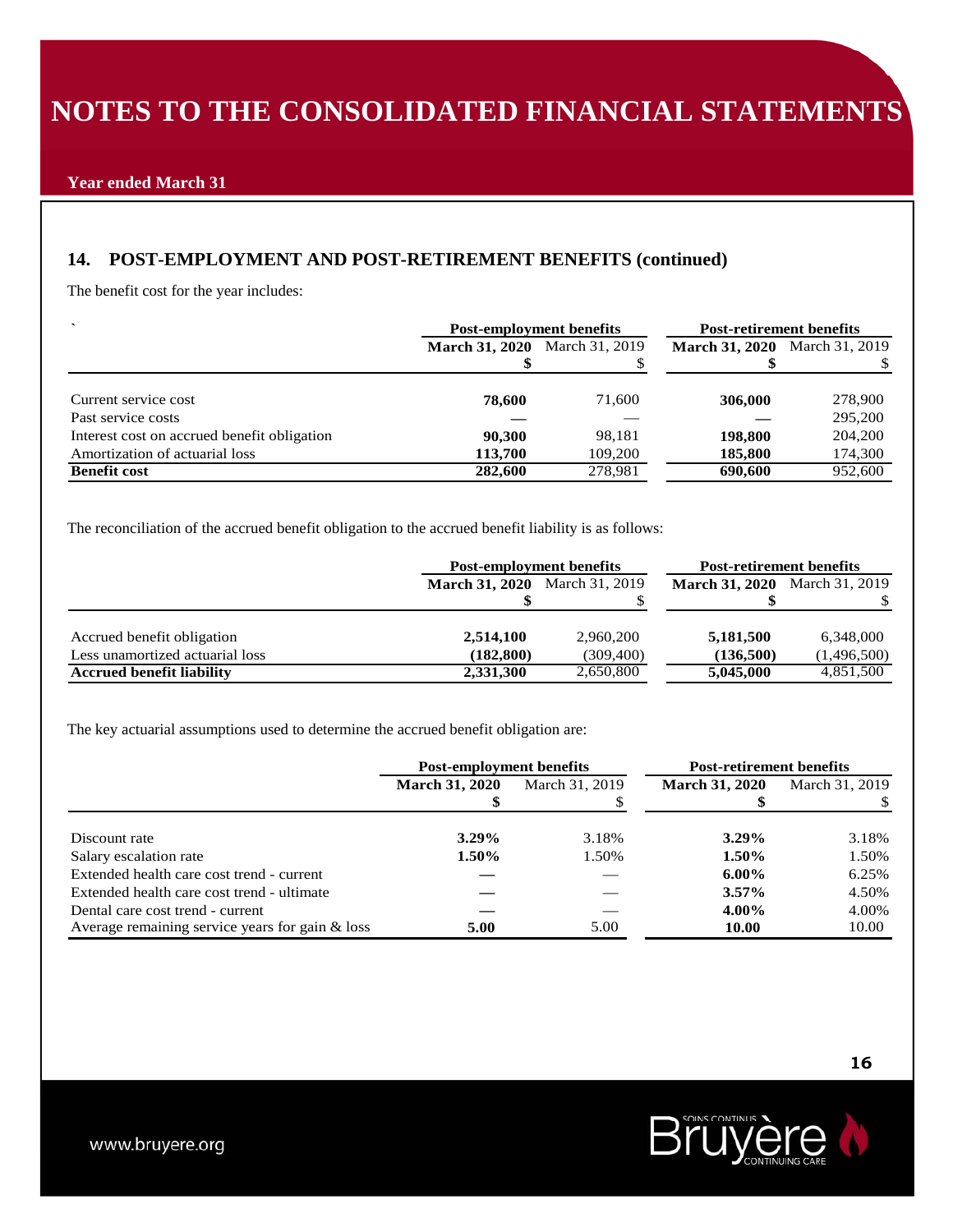## 14. POST-EMPLOYMENT AND POST-RETIREMENT BENEFITS (continued)

The benefit cost for the year includes:

| | Post-employment benefits | | Post-retirement benefits | |
|---|---|---|---|---|
| | **March 31, 2020** | March 31, 2019 | **March 31, 2020** | March 31, 2019 |
| | **$** | $ | **$** | $ |
| Current service cost | **78,600** | 71,600 | **306,000** | 278,900 |
| Past service costs | **—** | — | **—** | 295,200 |
| Interest cost on accrued benefit obligation | **90,300** | 98,181 | **198,800** | 204,200 |
| Amortization of actuarial loss | **113,700** | 109,200 | **185,800** | 174,300 |
| **Benefit cost** | **282,600** | 278,981 | **690,600** | 952,600 |

The reconciliation of the accrued benefit obligation to the accrued benefit liability is as follows:

| | Post-employment benefits | | Post-retirement benefits | |
|---|---|---|---|---|
| | **March 31, 2020** | March 31, 2019 | **March 31, 2020** | March 31, 2019 |
| | **$** | $ | **$** | $ |
| Accrued benefit obligation | **2,514,100** | 2,960,200 | **5,181,500** | 6,348,000 |
| Less unamortized actuarial loss | **(182,800)** | (309,400) | **(136,500)** | (1,496,500) |
| **Accrued benefit liability** | **2,331,300** | 2,650,800 | **5,045,000** | 4,851,500 |

The key actuarial assumptions used to determine the accrued benefit obligation are:

| | Post-employment benefits | | Post-retirement benefits | |
|---|---|---|---|---|
| | **March 31, 2020** | March 31, 2019 | **March 31, 2020** | March 31, 2019 |
| | **$** | $ | **$** | $ |
| Discount rate | **3.29%** | 3.18% | **3.29%** | 3.18% |
| Salary escalation rate | **1.50%** | 1.50% | **1.50%** | 1.50% |
| Extended health care cost trend - current | **—** | — | **6.00%** | 6.25% |
| Extended health care cost trend - ultimate | **—** | — | **3.57%** | 4.50% |
| Dental care cost trend - current | **—** | — | **4.00%** | 4.00% |
| Average remaining service years for gain & loss | **5.00** | 5.00 | **10.00** | 10.00 |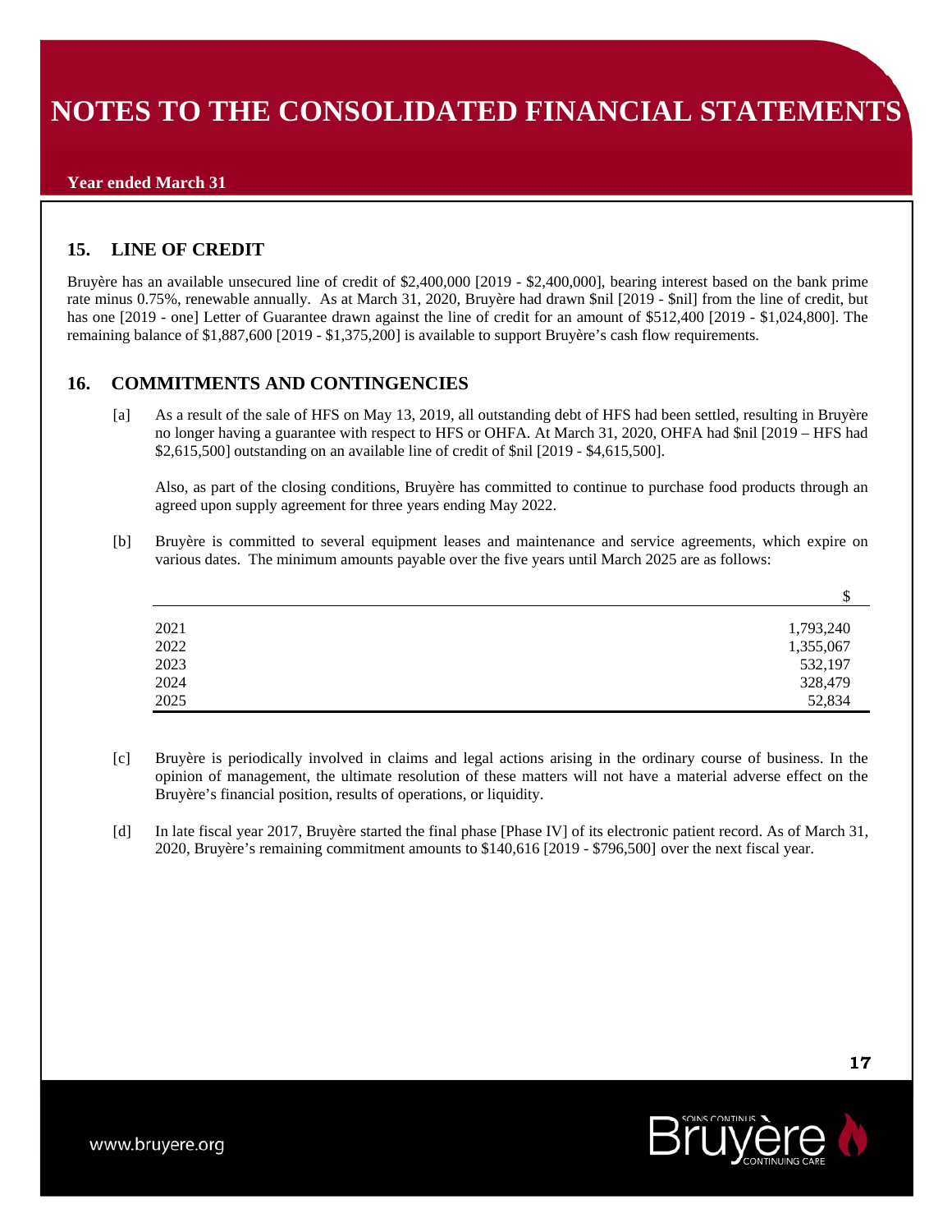# NOTES TO THE CONSOLIDATED FINANCIAL STATEMENTS

**Year ended March 31**

## 15. LINE OF CREDIT

Bruyère has an available unsecured line of credit of $2,400,000 [2019 - $2,400,000], bearing interest based on the bank prime rate minus 0.75%, renewable annually. As at March 31, 2020, Bruyère had drawn $nil [2019 - $nil] from the line of credit, but has one [2019 - one] Letter of Guarantee drawn against the line of credit for an amount of $512,400 [2019 - $1,024,800]. The remaining balance of $1,887,600 [2019 - $1,375,200] is available to support Bruyère's cash flow requirements.

## 16. COMMITMENTS AND CONTINGENCIES

[a] As a result of the sale of HFS on May 13, 2019, all outstanding debt of HFS had been settled, resulting in Bruyère no longer having a guarantee with respect to HFS or OHFA. At March 31, 2020, OHFA had $nil [2019 – HFS had $2,615,500] outstanding on an available line of credit of $nil [2019 - $4,615,500].

Also, as part of the closing conditions, Bruyère has committed to continue to purchase food products through an agreed upon supply agreement for three years ending May 2022.

[b] Bruyère is committed to several equipment leases and maintenance and service agreements, which expire on various dates. The minimum amounts payable over the five years until March 2025 are as follows:

| | $ |
|---|---|
| 2021 | 1,793,240 |
| 2022 | 1,355,067 |
| 2023 | 532,197 |
| 2024 | 328,479 |
| 2025 | 52,834 |

[c] Bruyère is periodically involved in claims and legal actions arising in the ordinary course of business. In the opinion of management, the ultimate resolution of these matters will not have a material adverse effect on the Bruyère's financial position, results of operations, or liquidity.

[d] In late fiscal year 2017, Bruyère started the final phase [Phase IV] of its electronic patient record. As of March 31, 2020, Bruyère's remaining commitment amounts to $140,616 [2019 - $796,500] over the next fiscal year.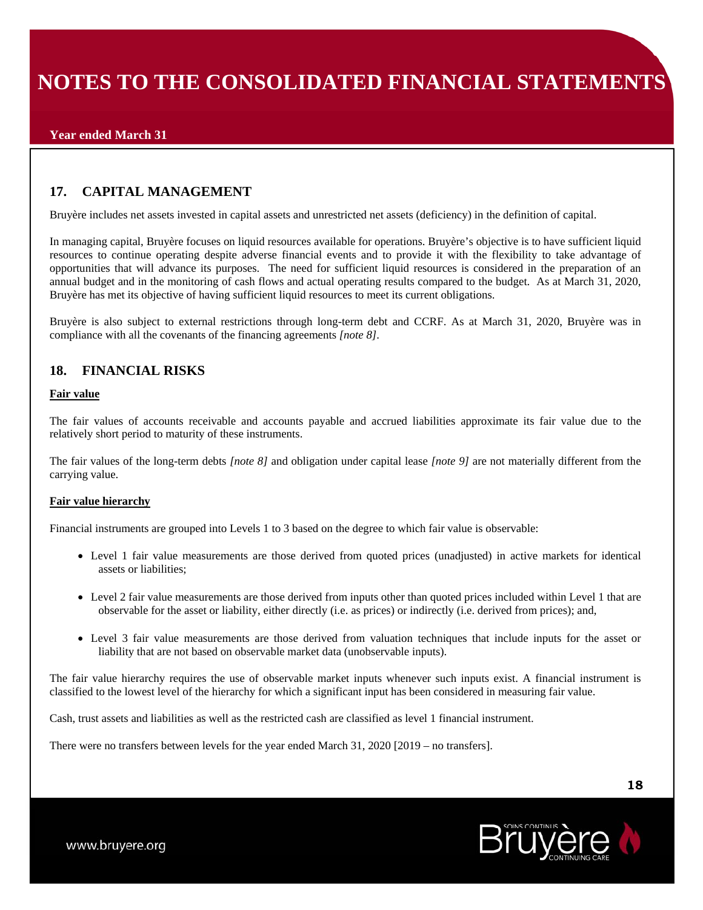## 17. CAPITAL MANAGEMENT

Bruyère includes net assets invested in capital assets and unrestricted net assets (deficiency) in the definition of capital.

In managing capital, Bruyère focuses on liquid resources available for operations. Bruyère's objective is to have sufficient liquid resources to continue operating despite adverse financial events and to provide it with the flexibility to take advantage of opportunities that will advance its purposes. The need for sufficient liquid resources is considered in the preparation of an annual budget and in the monitoring of cash flows and actual operating results compared to the budget. As at March 31, 2020, Bruyère has met its objective of having sufficient liquid resources to meet its current obligations.

Bruyère is also subject to external restrictions through long-term debt and CCRF. As at March 31, 2020, Bruyère was in compliance with all the covenants of the financing agreements *[note 8]*.

## 18. FINANCIAL RISKS

**Fair value**

The fair values of accounts receivable and accounts payable and accrued liabilities approximate its fair value due to the relatively short period to maturity of these instruments.

The fair values of the long-term debts *[note 8]* and obligation under capital lease *[note 9]* are not materially different from the carrying value.

**Fair value hierarchy**

Financial instruments are grouped into Levels 1 to 3 based on the degree to which fair value is observable:

- Level 1 fair value measurements are those derived from quoted prices (unadjusted) in active markets for identical assets or liabilities;
- Level 2 fair value measurements are those derived from inputs other than quoted prices included within Level 1 that are observable for the asset or liability, either directly (i.e. as prices) or indirectly (i.e. derived from prices); and,
- Level 3 fair value measurements are those derived from valuation techniques that include inputs for the asset or liability that are not based on observable market data (unobservable inputs).

The fair value hierarchy requires the use of observable market inputs whenever such inputs exist. A financial instrument is classified to the lowest level of the hierarchy for which a significant input has been considered in measuring fair value.

Cash, trust assets and liabilities as well as the restricted cash are classified as level 1 financial instrument.

There were no transfers between levels for the year ended March 31, 2020 [2019 – no transfers].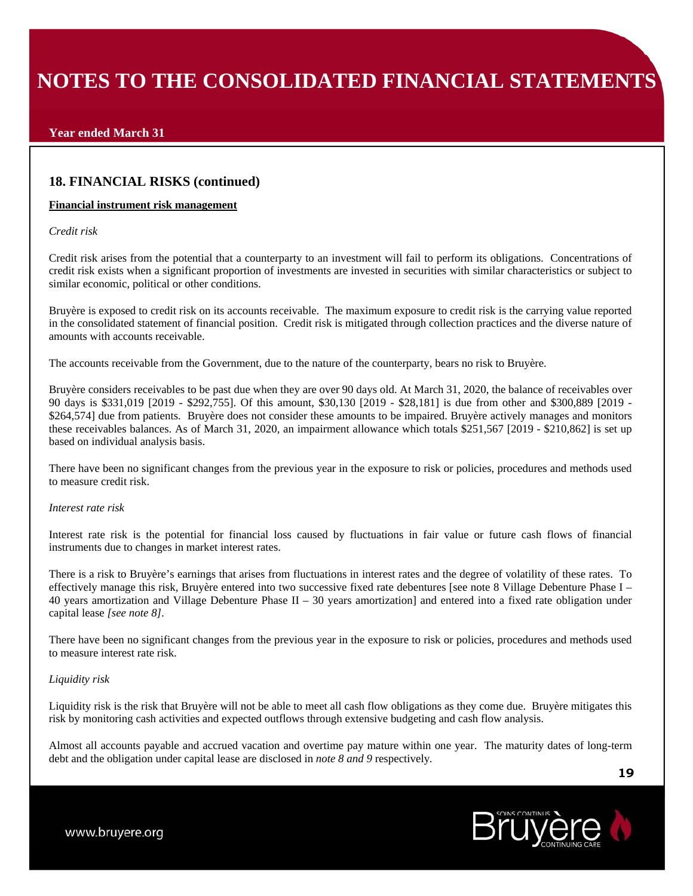# NOTES TO THE CONSOLIDATED FINANCIAL STATEMENTS

**Year ended March 31**

## 18. FINANCIAL RISKS (continued)

**Financial instrument risk management**

*Credit risk*

Credit risk arises from the potential that a counterparty to an investment will fail to perform its obligations. Concentrations of credit risk exists when a significant proportion of investments are invested in securities with similar characteristics or subject to similar economic, political or other conditions.

Bruyère is exposed to credit risk on its accounts receivable. The maximum exposure to credit risk is the carrying value reported in the consolidated statement of financial position. Credit risk is mitigated through collection practices and the diverse nature of amounts with accounts receivable.

The accounts receivable from the Government, due to the nature of the counterparty, bears no risk to Bruyère.

Bruyère considers receivables to be past due when they are over 90 days old. At March 31, 2020, the balance of receivables over 90 days is $331,019 [2019 - $292,755]. Of this amount, $30,130 [2019 - $28,181] is due from other and $300,889 [2019 - $264,574] due from patients. Bruyère does not consider these amounts to be impaired. Bruyère actively manages and monitors these receivables balances. As of March 31, 2020, an impairment allowance which totals $251,567 [2019 - $210,862] is set up based on individual analysis basis.

There have been no significant changes from the previous year in the exposure to risk or policies, procedures and methods used to measure credit risk.

*Interest rate risk*

Interest rate risk is the potential for financial loss caused by fluctuations in fair value or future cash flows of financial instruments due to changes in market interest rates.

There is a risk to Bruyère's earnings that arises from fluctuations in interest rates and the degree of volatility of these rates. To effectively manage this risk, Bruyère entered into two successive fixed rate debentures [see note 8 Village Debenture Phase I – 40 years amortization and Village Debenture Phase II – 30 years amortization] and entered into a fixed rate obligation under capital lease *[see note 8]*.

There have been no significant changes from the previous year in the exposure to risk or policies, procedures and methods used to measure interest rate risk.

*Liquidity risk*

Liquidity risk is the risk that Bruyère will not be able to meet all cash flow obligations as they come due. Bruyère mitigates this risk by monitoring cash activities and expected outflows through extensive budgeting and cash flow analysis.

Almost all accounts payable and accrued vacation and overtime pay mature within one year. The maturity dates of long-term debt and the obligation under capital lease are disclosed in *note 8 and 9* respectively.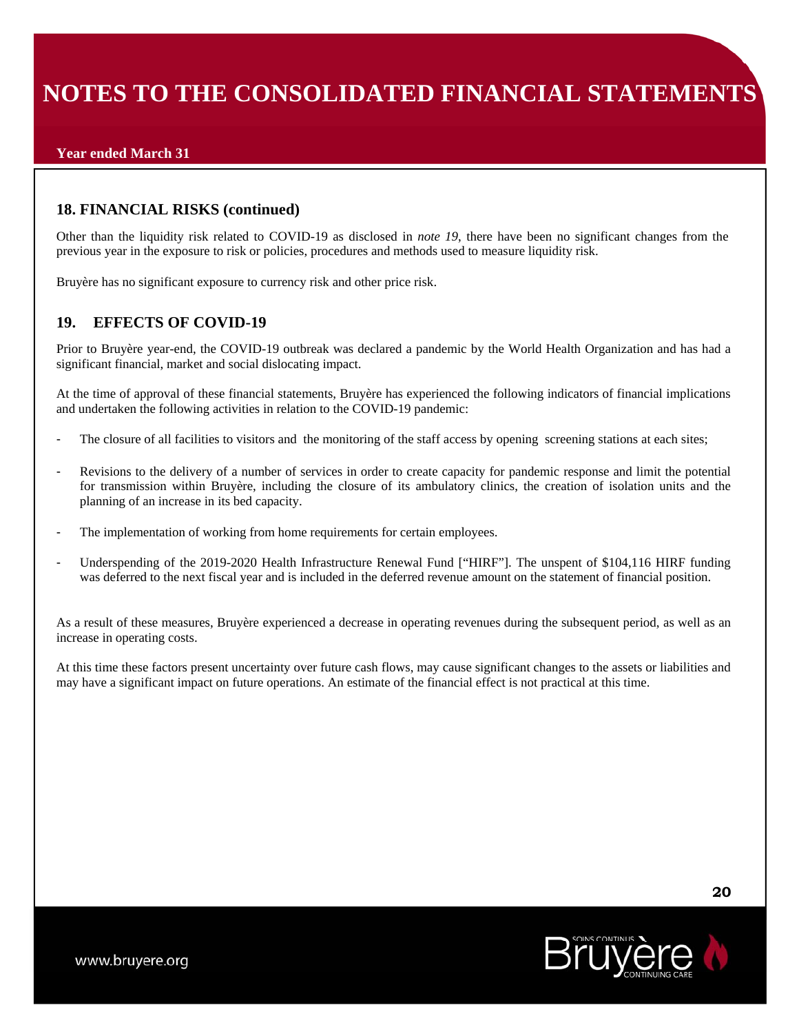## 18. FINANCIAL RISKS (continued)

Other than the liquidity risk related to COVID-19 as disclosed in *note 19*, there have been no significant changes from the previous year in the exposure to risk or policies, procedures and methods used to measure liquidity risk.

Bruyère has no significant exposure to currency risk and other price risk.

## 19. EFFECTS OF COVID-19

Prior to Bruyère year-end, the COVID-19 outbreak was declared a pandemic by the World Health Organization and has had a significant financial, market and social dislocating impact.

At the time of approval of these financial statements, Bruyère has experienced the following indicators of financial implications and undertaken the following activities in relation to the COVID-19 pandemic:

- The closure of all facilities to visitors and the monitoring of the staff access by opening screening stations at each sites;
- Revisions to the delivery of a number of services in order to create capacity for pandemic response and limit the potential for transmission within Bruyère, including the closure of its ambulatory clinics, the creation of isolation units and the planning of an increase in its bed capacity.
- The implementation of working from home requirements for certain employees.
- Underspending of the 2019-2020 Health Infrastructure Renewal Fund ["HIRF"]. The unspent of $104,116 HIRF funding was deferred to the next fiscal year and is included in the deferred revenue amount on the statement of financial position.

As a result of these measures, Bruyère experienced a decrease in operating revenues during the subsequent period, as well as an increase in operating costs.

At this time these factors present uncertainty over future cash flows, may cause significant changes to the assets or liabilities and may have a significant impact on future operations. An estimate of the financial effect is not practical at this time.